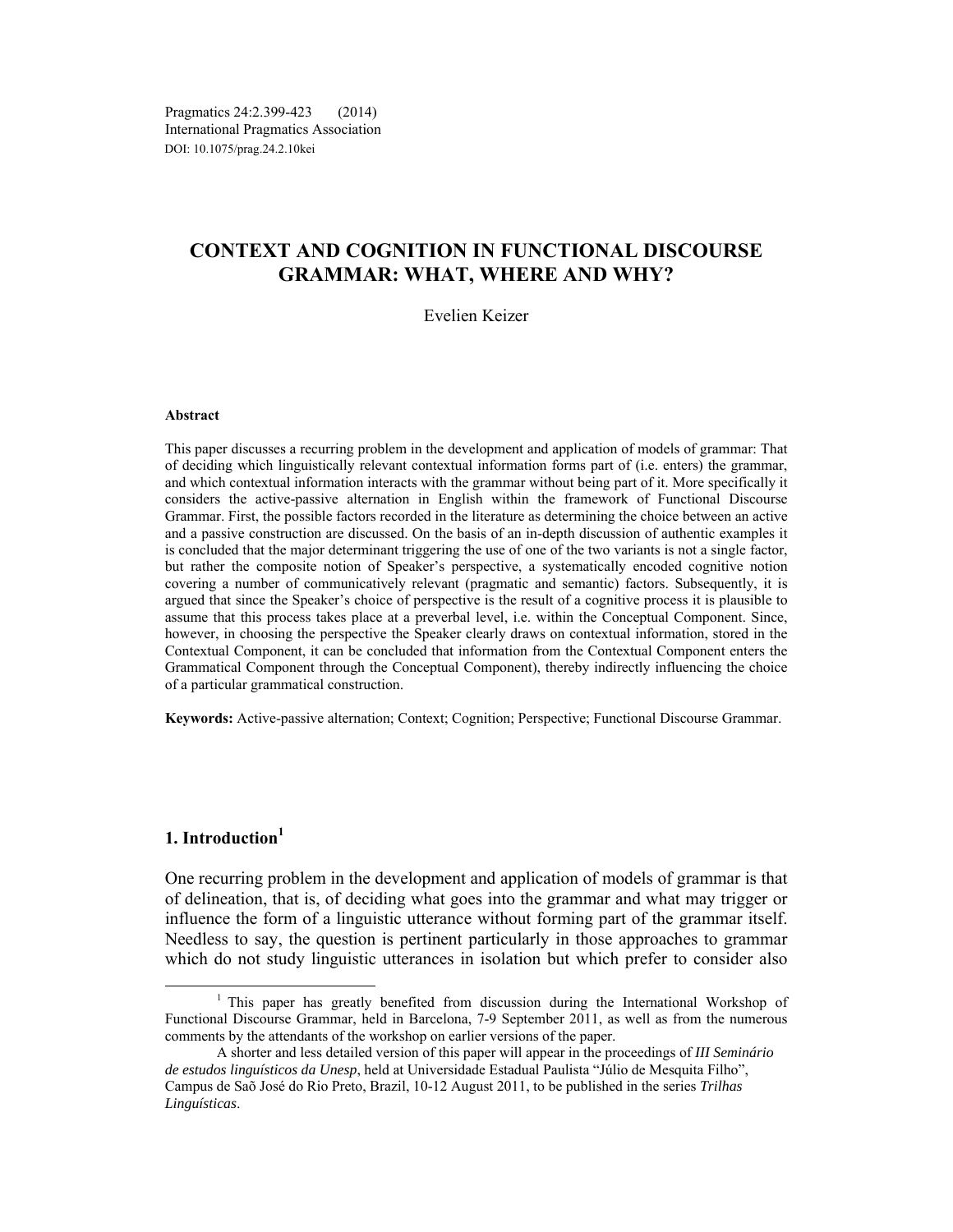Pragmatics 24:2.399-423 (2014)
International Pragmatics Association
DOI: 10.1075/prag.24.2.10kei

# CONTEXT AND COGNITION IN FUNCTIONAL DISCOURSE GRAMMAR: WHAT, WHERE AND WHY?

Evelien Keizer

**Abstract**

This paper discusses a recurring problem in the development and application of models of grammar: That of deciding which linguistically relevant contextual information forms part of (i.e. enters) the grammar, and which contextual information interacts with the grammar without being part of it. More specifically it considers the active-passive alternation in English within the framework of Functional Discourse Grammar. First, the possible factors recorded in the literature as determining the choice between an active and a passive construction are discussed. On the basis of an in-depth discussion of authentic examples it is concluded that the major determinant triggering the use of one of the two variants is not a single factor, but rather the composite notion of Speaker's perspective, a systematically encoded cognitive notion covering a number of communicatively relevant (pragmatic and semantic) factors. Subsequently, it is argued that since the Speaker's choice of perspective is the result of a cognitive process it is plausible to assume that this process takes place at a preverbal level, i.e. within the Conceptual Component. Since, however, in choosing the perspective the Speaker clearly draws on contextual information, stored in the Contextual Component, it can be concluded that information from the Contextual Component enters the Grammatical Component through the Conceptual Component), thereby indirectly influencing the choice of a particular grammatical construction.

**Keywords:** Active-passive alternation; Context; Cognition; Perspective; Functional Discourse Grammar.

## 1. Introduction[1]

One recurring problem in the development and application of models of grammar is that of delineation, that is, of deciding what goes into the grammar and what may trigger or influence the form of a linguistic utterance without forming part of the grammar itself. Needless to say, the question is pertinent particularly in those approaches to grammar which do not study linguistic utterances in isolation but which prefer to consider also

---

[1] This paper has greatly benefited from discussion during the International Workshop of Functional Discourse Grammar, held in Barcelona, 7-9 September 2011, as well as from the numerous comments by the attendants of the workshop on earlier versions of the paper.

A shorter and less detailed version of this paper will appear in the proceedings of *III Seminário de estudos linguísticos da Unesp*, held at Universidade Estadual Paulista "Júlio de Mesquita Filho", Campus de Saõ José do Rio Preto, Brazil, 10-12 August 2011, to be published in the series *Trilhas Linguísticas*.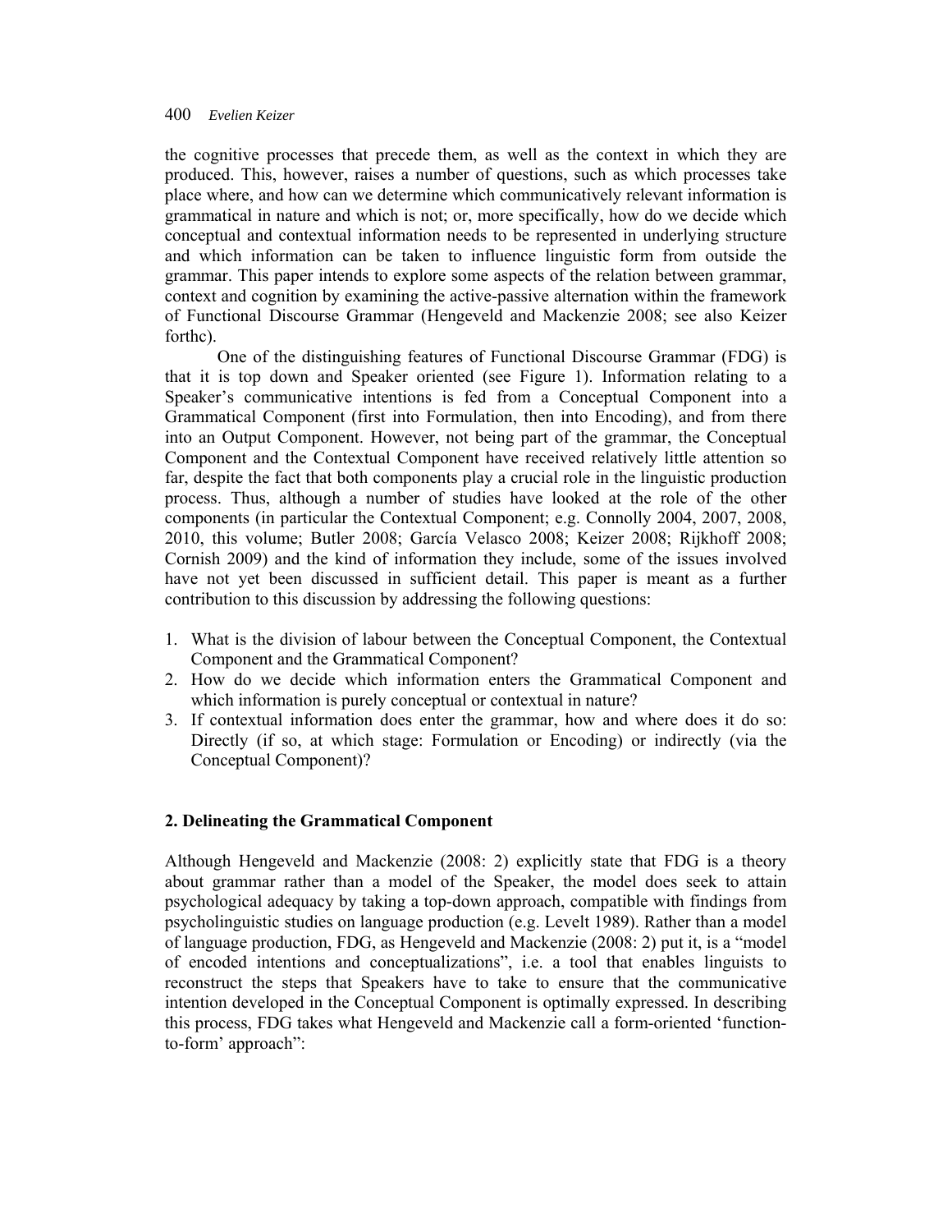the cognitive processes that precede them, as well as the context in which they are produced. This, however, raises a number of questions, such as which processes take place where, and how can we determine which communicatively relevant information is grammatical in nature and which is not; or, more specifically, how do we decide which conceptual and contextual information needs to be represented in underlying structure and which information can be taken to influence linguistic form from outside the grammar. This paper intends to explore some aspects of the relation between grammar, context and cognition by examining the active-passive alternation within the framework of Functional Discourse Grammar (Hengeveld and Mackenzie 2008; see also Keizer forthc).

One of the distinguishing features of Functional Discourse Grammar (FDG) is that it is top down and Speaker oriented (see Figure 1). Information relating to a Speaker's communicative intentions is fed from a Conceptual Component into a Grammatical Component (first into Formulation, then into Encoding), and from there into an Output Component. However, not being part of the grammar, the Conceptual Component and the Contextual Component have received relatively little attention so far, despite the fact that both components play a crucial role in the linguistic production process. Thus, although a number of studies have looked at the role of the other components (in particular the Contextual Component; e.g. Connolly 2004, 2007, 2008, 2010, this volume; Butler 2008; García Velasco 2008; Keizer 2008; Rijkhoff 2008; Cornish 2009) and the kind of information they include, some of the issues involved have not yet been discussed in sufficient detail. This paper is meant as a further contribution to this discussion by addressing the following questions:

1. What is the division of labour between the Conceptual Component, the Contextual Component and the Grammatical Component?
2. How do we decide which information enters the Grammatical Component and which information is purely conceptual or contextual in nature?
3. If contextual information does enter the grammar, how and where does it do so: Directly (if so, at which stage: Formulation or Encoding) or indirectly (via the Conceptual Component)?

## 2. Delineating the Grammatical Component

Although Hengeveld and Mackenzie (2008: 2) explicitly state that FDG is a theory about grammar rather than a model of the Speaker, the model does seek to attain psychological adequacy by taking a top-down approach, compatible with findings from psycholinguistic studies on language production (e.g. Levelt 1989). Rather than a model of language production, FDG, as Hengeveld and Mackenzie (2008: 2) put it, is a "model of encoded intentions and conceptualizations", i.e. a tool that enables linguists to reconstruct the steps that Speakers have to take to ensure that the communicative intention developed in the Conceptual Component is optimally expressed. In describing this process, FDG takes what Hengeveld and Mackenzie call a form-oriented 'function-to-form' approach":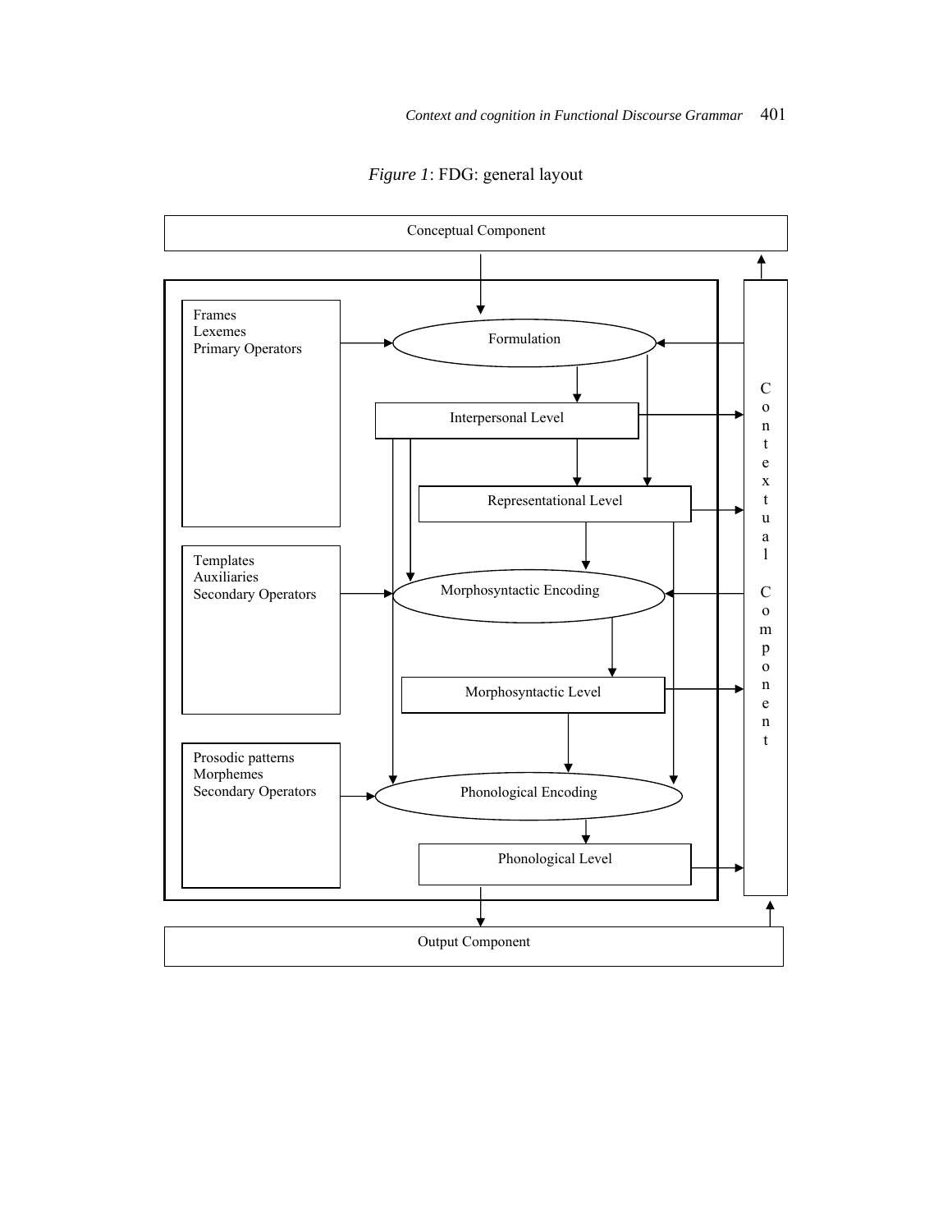*Figure 1*: FDG: general layout

Conceptual Component

Frames
Lexemes
Primary Operators

Formulation

Interpersonal Level

Representational Level

Templates
Auxiliaries
Secondary Operators

Morphosyntactic Encoding

Morphosyntactic Level

Prosodic patterns
Morphemes
Secondary Operators

Phonological Encoding

Phonological Level

Contextual Component

Output Component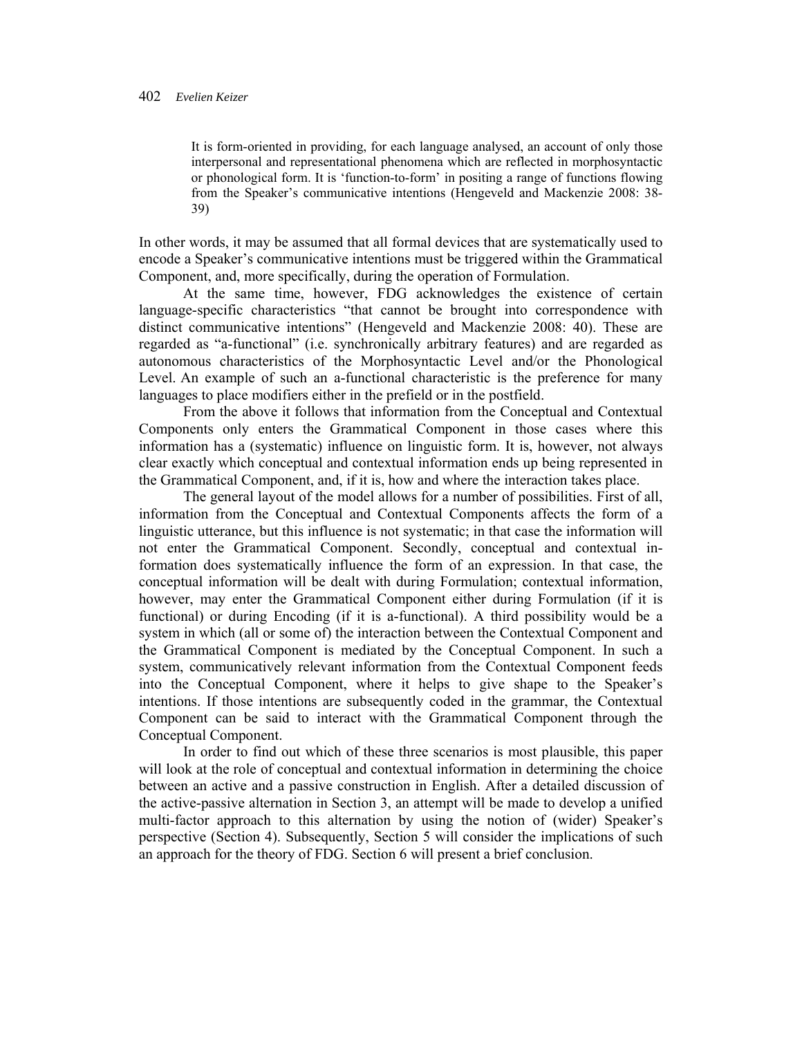> It is form-oriented in providing, for each language analysed, an account of only those interpersonal and representational phenomena which are reflected in morphosyntactic or phonological form. It is 'function-to-form' in positing a range of functions flowing from the Speaker's communicative intentions (Hengeveld and Mackenzie 2008: 38-39)

In other words, it may be assumed that all formal devices that are systematically used to encode a Speaker's communicative intentions must be triggered within the Grammatical Component, and, more specifically, during the operation of Formulation.

At the same time, however, FDG acknowledges the existence of certain language-specific characteristics "that cannot be brought into correspondence with distinct communicative intentions" (Hengeveld and Mackenzie 2008: 40). These are regarded as "a-functional" (i.e. synchronically arbitrary features) and are regarded as autonomous characteristics of the Morphosyntactic Level and/or the Phonological Level. An example of such an a-functional characteristic is the preference for many languages to place modifiers either in the prefield or in the postfield.

From the above it follows that information from the Conceptual and Contextual Components only enters the Grammatical Component in those cases where this information has a (systematic) influence on linguistic form. It is, however, not always clear exactly which conceptual and contextual information ends up being represented in the Grammatical Component, and, if it is, how and where the interaction takes place.

The general layout of the model allows for a number of possibilities. First of all, information from the Conceptual and Contextual Components affects the form of a linguistic utterance, but this influence is not systematic; in that case the information will not enter the Grammatical Component. Secondly, conceptual and contextual information does systematically influence the form of an expression. In that case, the conceptual information will be dealt with during Formulation; contextual information, however, may enter the Grammatical Component either during Formulation (if it is functional) or during Encoding (if it is a-functional). A third possibility would be a system in which (all or some of) the interaction between the Contextual Component and the Grammatical Component is mediated by the Conceptual Component. In such a system, communicatively relevant information from the Contextual Component feeds into the Conceptual Component, where it helps to give shape to the Speaker's intentions. If those intentions are subsequently coded in the grammar, the Contextual Component can be said to interact with the Grammatical Component through the Conceptual Component.

In order to find out which of these three scenarios is most plausible, this paper will look at the role of conceptual and contextual information in determining the choice between an active and a passive construction in English. After a detailed discussion of the active-passive alternation in Section 3, an attempt will be made to develop a unified multi-factor approach to this alternation by using the notion of (wider) Speaker's perspective (Section 4). Subsequently, Section 5 will consider the implications of such an approach for the theory of FDG. Section 6 will present a brief conclusion.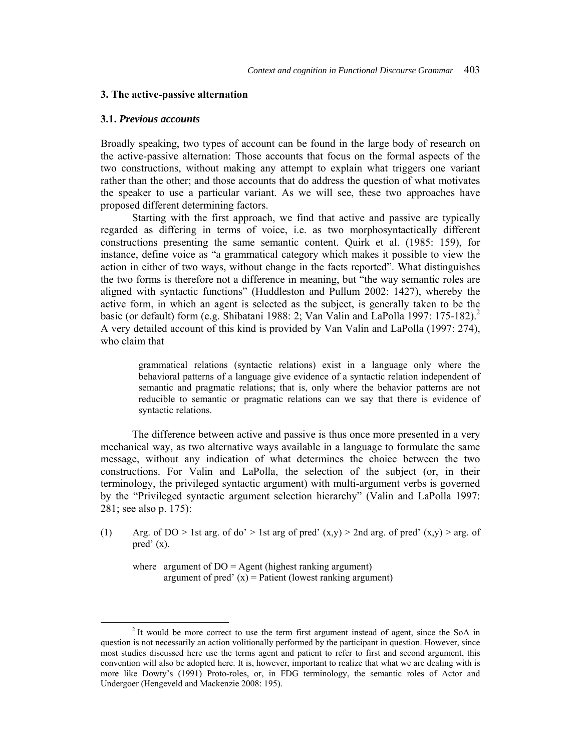## 3. The active-passive alternation

### 3.1. *Previous accounts*

Broadly speaking, two types of account can be found in the large body of research on the active-passive alternation: Those accounts that focus on the formal aspects of the two constructions, without making any attempt to explain what triggers one variant rather than the other; and those accounts that do address the question of what motivates the speaker to use a particular variant. As we will see, these two approaches have proposed different determining factors.

Starting with the first approach, we find that active and passive are typically regarded as differing in terms of voice, i.e. as two morphosyntactically different constructions presenting the same semantic content. Quirk et al. (1985: 159), for instance, define voice as "a grammatical category which makes it possible to view the action in either of two ways, without change in the facts reported". What distinguishes the two forms is therefore not a difference in meaning, but "the way semantic roles are aligned with syntactic functions" (Huddleston and Pullum 2002: 1427), whereby the active form, in which an agent is selected as the subject, is generally taken to be the basic (or default) form (e.g. Shibatani 1988: 2; Van Valin and LaPolla 1997: 175-182).[2] A very detailed account of this kind is provided by Van Valin and LaPolla (1997: 274), who claim that

> grammatical relations (syntactic relations) exist in a language only where the behavioral patterns of a language give evidence of a syntactic relation independent of semantic and pragmatic relations; that is, only where the behavior patterns are not reducible to semantic or pragmatic relations can we say that there is evidence of syntactic relations.

The difference between active and passive is thus once more presented in a very mechanical way, as two alternative ways available in a language to formulate the same message, without any indication of what determines the choice between the two constructions. For Valin and LaPolla, the selection of the subject (or, in their terminology, the privileged syntactic argument) with multi-argument verbs is governed by the "Privileged syntactic argument selection hierarchy" (Valin and LaPolla 1997: 281; see also p. 175):

(1) Arg. of DO > 1st arg. of do' > 1st arg of pred' (x,y) > 2nd arg. of pred' (x,y) > arg. of pred' (x).

where argument of DO = Agent (highest ranking argument)
argument of pred' (x) = Patient (lowest ranking argument)

[2] It would be more correct to use the term first argument instead of agent, since the SoA in question is not necessarily an action volitionally performed by the participant in question. However, since most studies discussed here use the terms agent and patient to refer to first and second argument, this convention will also be adopted here. It is, however, important to realize that what we are dealing with is more like Dowty's (1991) Proto-roles, or, in FDG terminology, the semantic roles of Actor and Undergoer (Hengeveld and Mackenzie 2008: 195).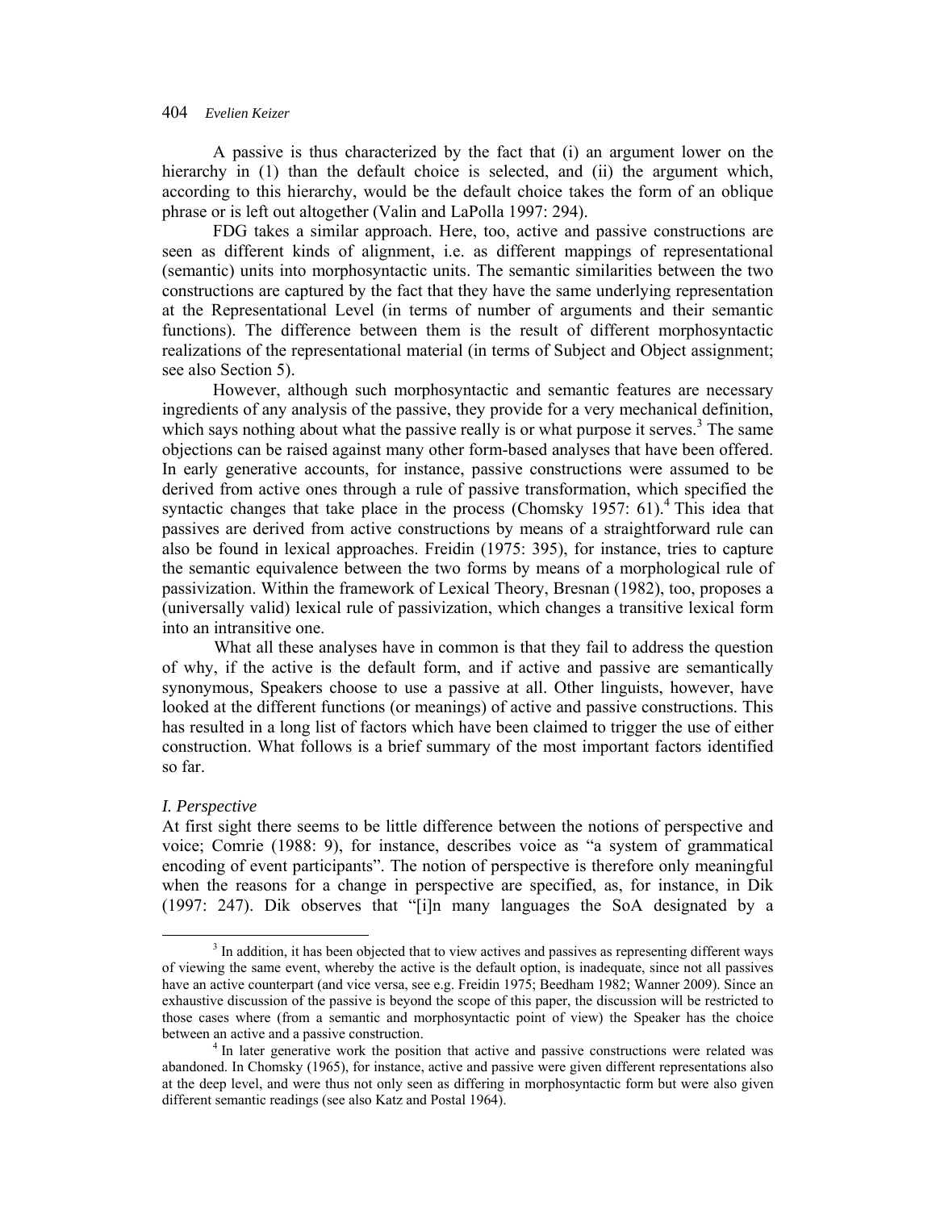A passive is thus characterized by the fact that (i) an argument lower on the hierarchy in (1) than the default choice is selected, and (ii) the argument which, according to this hierarchy, would be the default choice takes the form of an oblique phrase or is left out altogether (Valin and LaPolla 1997: 294).

FDG takes a similar approach. Here, too, active and passive constructions are seen as different kinds of alignment, i.e. as different mappings of representational (semantic) units into morphosyntactic units. The semantic similarities between the two constructions are captured by the fact that they have the same underlying representation at the Representational Level (in terms of number of arguments and their semantic functions). The difference between them is the result of different morphosyntactic realizations of the representational material (in terms of Subject and Object assignment; see also Section 5).

However, although such morphosyntactic and semantic features are necessary ingredients of any analysis of the passive, they provide for a very mechanical definition, which says nothing about what the passive really is or what purpose it serves.[3] The same objections can be raised against many other form-based analyses that have been offered. In early generative accounts, for instance, passive constructions were assumed to be derived from active ones through a rule of passive transformation, which specified the syntactic changes that take place in the process (Chomsky 1957: 61).[4] This idea that passives are derived from active constructions by means of a straightforward rule can also be found in lexical approaches. Freidin (1975: 395), for instance, tries to capture the semantic equivalence between the two forms by means of a morphological rule of passivization. Within the framework of Lexical Theory, Bresnan (1982), too, proposes a (universally valid) lexical rule of passivization, which changes a transitive lexical form into an intransitive one.

What all these analyses have in common is that they fail to address the question of why, if the active is the default form, and if active and passive are semantically synonymous, Speakers choose to use a passive at all. Other linguists, however, have looked at the different functions (or meanings) of active and passive constructions. This has resulted in a long list of factors which have been claimed to trigger the use of either construction. What follows is a brief summary of the most important factors identified so far.

*I. Perspective*

At first sight there seems to be little difference between the notions of perspective and voice; Comrie (1988: 9), for instance, describes voice as "a system of grammatical encoding of event participants". The notion of perspective is therefore only meaningful when the reasons for a change in perspective are specified, as, for instance, in Dik (1997: 247). Dik observes that "[i]n many languages the SoA designated by a

---

[3] In addition, it has been objected that to view actives and passives as representing different ways of viewing the same event, whereby the active is the default option, is inadequate, since not all passives have an active counterpart (and vice versa, see e.g. Freidin 1975; Beedham 1982; Wanner 2009). Since an exhaustive discussion of the passive is beyond the scope of this paper, the discussion will be restricted to those cases where (from a semantic and morphosyntactic point of view) the Speaker has the choice between an active and a passive construction.

[4] In later generative work the position that active and passive constructions were related was abandoned. In Chomsky (1965), for instance, active and passive were given different representations also at the deep level, and were thus not only seen as differing in morphosyntactic form but were also given different semantic readings (see also Katz and Postal 1964).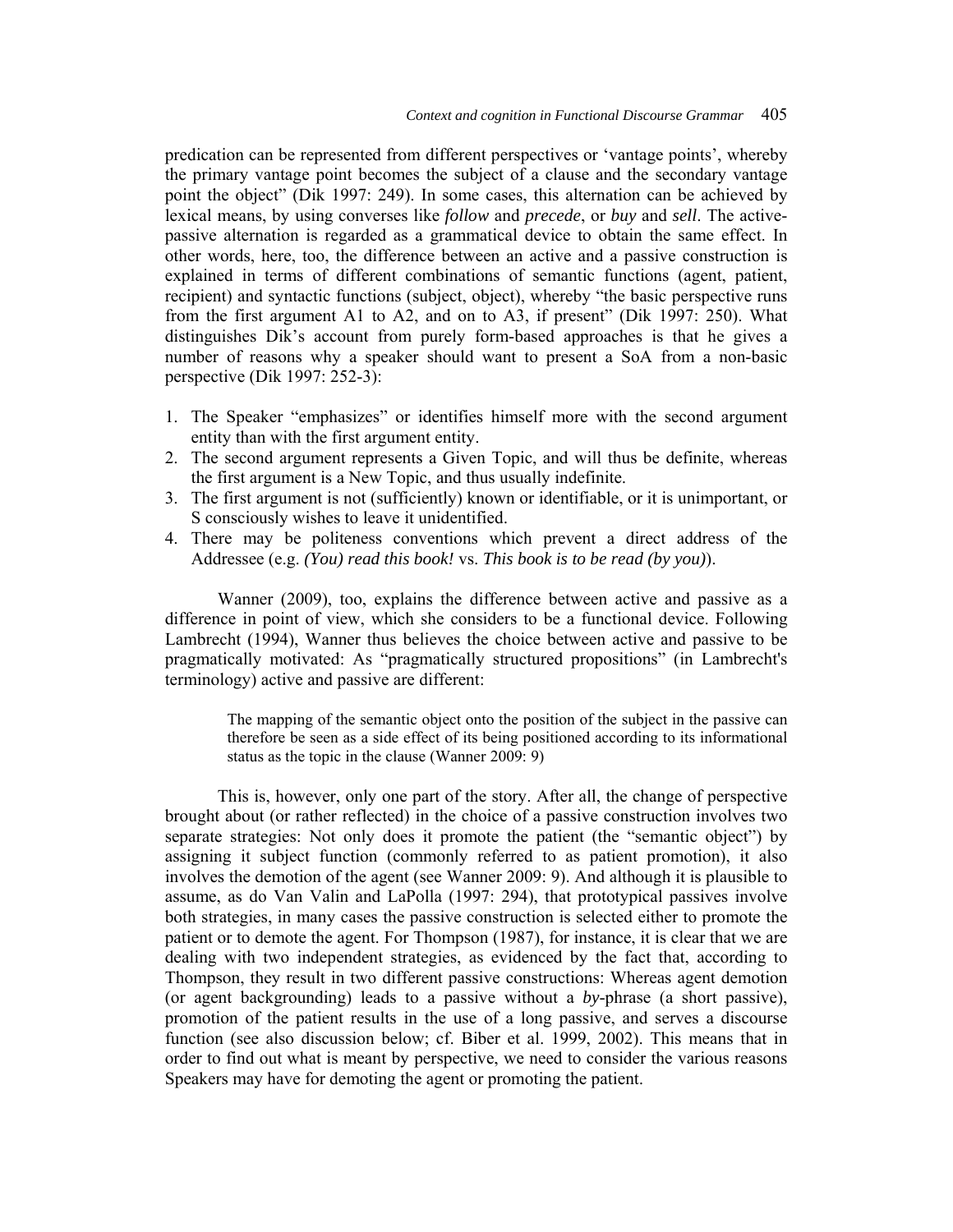predication can be represented from different perspectives or 'vantage points', whereby the primary vantage point becomes the subject of a clause and the secondary vantage point the object" (Dik 1997: 249). In some cases, this alternation can be achieved by lexical means, by using converses like *follow* and *precede*, or *buy* and *sell*. The active-passive alternation is regarded as a grammatical device to obtain the same effect. In other words, here, too, the difference between an active and a passive construction is explained in terms of different combinations of semantic functions (agent, patient, recipient) and syntactic functions (subject, object), whereby "the basic perspective runs from the first argument A1 to A2, and on to A3, if present" (Dik 1997: 250). What distinguishes Dik's account from purely form-based approaches is that he gives a number of reasons why a speaker should want to present a SoA from a non-basic perspective (Dik 1997: 252-3):

1. The Speaker "emphasizes" or identifies himself more with the second argument entity than with the first argument entity.
2. The second argument represents a Given Topic, and will thus be definite, whereas the first argument is a New Topic, and thus usually indefinite.
3. The first argument is not (sufficiently) known or identifiable, or it is unimportant, or S consciously wishes to leave it unidentified.
4. There may be politeness conventions which prevent a direct address of the Addressee (e.g. *(You) read this book!* vs. *This book is to be read (by you)*).

Wanner (2009), too, explains the difference between active and passive as a difference in point of view, which she considers to be a functional device. Following Lambrecht (1994), Wanner thus believes the choice between active and passive to be pragmatically motivated: As "pragmatically structured propositions" (in Lambrecht's terminology) active and passive are different:

> The mapping of the semantic object onto the position of the subject in the passive can therefore be seen as a side effect of its being positioned according to its informational status as the topic in the clause (Wanner 2009: 9)

This is, however, only one part of the story. After all, the change of perspective brought about (or rather reflected) in the choice of a passive construction involves two separate strategies: Not only does it promote the patient (the "semantic object") by assigning it subject function (commonly referred to as patient promotion), it also involves the demotion of the agent (see Wanner 2009: 9). And although it is plausible to assume, as do Van Valin and LaPolla (1997: 294), that prototypical passives involve both strategies, in many cases the passive construction is selected either to promote the patient or to demote the agent. For Thompson (1987), for instance, it is clear that we are dealing with two independent strategies, as evidenced by the fact that, according to Thompson, they result in two different passive constructions: Whereas agent demotion (or agent backgrounding) leads to a passive without a *by*-phrase (a short passive), promotion of the patient results in the use of a long passive, and serves a discourse function (see also discussion below; cf. Biber et al. 1999, 2002). This means that in order to find out what is meant by perspective, we need to consider the various reasons Speakers may have for demoting the agent or promoting the patient.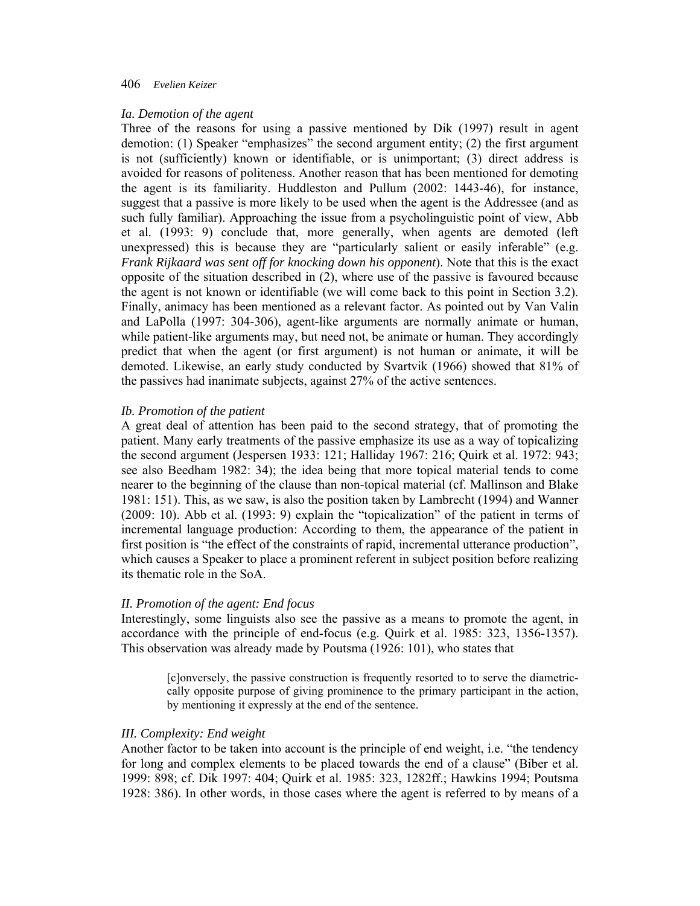### *Ia. Demotion of the agent*

Three of the reasons for using a passive mentioned by Dik (1997) result in agent demotion: (1) Speaker "emphasizes" the second argument entity; (2) the first argument is not (sufficiently) known or identifiable, or is unimportant; (3) direct address is avoided for reasons of politeness. Another reason that has been mentioned for demoting the agent is its familiarity. Huddleston and Pullum (2002: 1443-46), for instance, suggest that a passive is more likely to be used when the agent is the Addressee (and as such fully familiar). Approaching the issue from a psycholinguistic point of view, Abb et al. (1993: 9) conclude that, more generally, when agents are demoted (left unexpressed) this is because they are "particularly salient or easily inferable" (e.g. *Frank Rijkaard was sent off for knocking down his opponent*). Note that this is the exact opposite of the situation described in (2), where use of the passive is favoured because the agent is not known or identifiable (we will come back to this point in Section 3.2). Finally, animacy has been mentioned as a relevant factor. As pointed out by Van Valin and LaPolla (1997: 304-306), agent-like arguments are normally animate or human, while patient-like arguments may, but need not, be animate or human. They accordingly predict that when the agent (or first argument) is not human or animate, it will be demoted. Likewise, an early study conducted by Svartvik (1966) showed that 81% of the passives had inanimate subjects, against 27% of the active sentences.

### *Ib. Promotion of the patient*

A great deal of attention has been paid to the second strategy, that of promoting the patient. Many early treatments of the passive emphasize its use as a way of topicalizing the second argument (Jespersen 1933: 121; Halliday 1967: 216; Quirk et al. 1972: 943; see also Beedham 1982: 34); the idea being that more topical material tends to come nearer to the beginning of the clause than non-topical material (cf. Mallinson and Blake 1981: 151). This, as we saw, is also the position taken by Lambrecht (1994) and Wanner (2009: 10). Abb et al. (1993: 9) explain the "topicalization" of the patient in terms of incremental language production: According to them, the appearance of the patient in first position is "the effect of the constraints of rapid, incremental utterance production", which causes a Speaker to place a prominent referent in subject position before realizing its thematic role in the SoA.

### *II. Promotion of the agent: End focus*

Interestingly, some linguists also see the passive as a means to promote the agent, in accordance with the principle of end-focus (e.g. Quirk et al. 1985: 323, 1356-1357). This observation was already made by Poutsma (1926: 101), who states that

> [c]onversely, the passive construction is frequently resorted to to serve the diametrically opposite purpose of giving prominence to the primary participant in the action, by mentioning it expressly at the end of the sentence.

### *III. Complexity: End weight*

Another factor to be taken into account is the principle of end weight, i.e. "the tendency for long and complex elements to be placed towards the end of a clause" (Biber et al. 1999: 898; cf. Dik 1997: 404; Quirk et al. 1985: 323, 1282ff.; Hawkins 1994; Poutsma 1928: 386). In other words, in those cases where the agent is referred to by means of a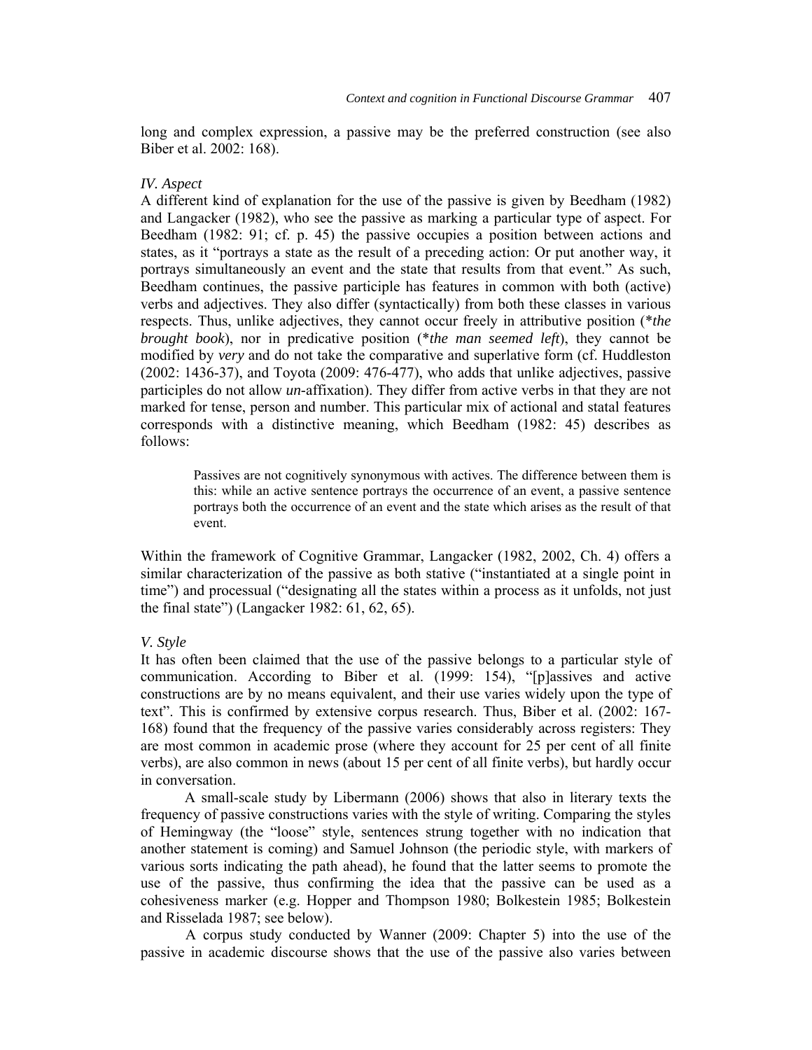long and complex expression, a passive may be the preferred construction (see also Biber et al. 2002: 168).

*IV. Aspect*

A different kind of explanation for the use of the passive is given by Beedham (1982) and Langacker (1982), who see the passive as marking a particular type of aspect. For Beedham (1982: 91; cf. p. 45) the passive occupies a position between actions and states, as it "portrays a state as the result of a preceding action: Or put another way, it portrays simultaneously an event and the state that results from that event." As such, Beedham continues, the passive participle has features in common with both (active) verbs and adjectives. They also differ (syntactically) from both these classes in various respects. Thus, unlike adjectives, they cannot occur freely in attributive position (*\*the brought book*), nor in predicative position (*\*the man seemed left*), they cannot be modified by *very* and do not take the comparative and superlative form (cf. Huddleston (2002: 1436-37), and Toyota (2009: 476-477), who adds that unlike adjectives, passive participles do not allow *un*-affixation). They differ from active verbs in that they are not marked for tense, person and number. This particular mix of actional and statal features corresponds with a distinctive meaning, which Beedham (1982: 45) describes as follows:

> Passives are not cognitively synonymous with actives. The difference between them is this: while an active sentence portrays the occurrence of an event, a passive sentence portrays both the occurrence of an event and the state which arises as the result of that event.

Within the framework of Cognitive Grammar, Langacker (1982, 2002, Ch. 4) offers a similar characterization of the passive as both stative ("instantiated at a single point in time") and processual ("designating all the states within a process as it unfolds, not just the final state") (Langacker 1982: 61, 62, 65).

*V. Style*

It has often been claimed that the use of the passive belongs to a particular style of communication. According to Biber et al. (1999: 154), "[p]assives and active constructions are by no means equivalent, and their use varies widely upon the type of text". This is confirmed by extensive corpus research. Thus, Biber et al. (2002: 167-168) found that the frequency of the passive varies considerably across registers: They are most common in academic prose (where they account for 25 per cent of all finite verbs), are also common in news (about 15 per cent of all finite verbs), but hardly occur in conversation.

A small-scale study by Libermann (2006) shows that also in literary texts the frequency of passive constructions varies with the style of writing. Comparing the styles of Hemingway (the "loose" style, sentences strung together with no indication that another statement is coming) and Samuel Johnson (the periodic style, with markers of various sorts indicating the path ahead), he found that the latter seems to promote the use of the passive, thus confirming the idea that the passive can be used as a cohesiveness marker (e.g. Hopper and Thompson 1980; Bolkestein 1985; Bolkestein and Risselada 1987; see below).

A corpus study conducted by Wanner (2009: Chapter 5) into the use of the passive in academic discourse shows that the use of the passive also varies between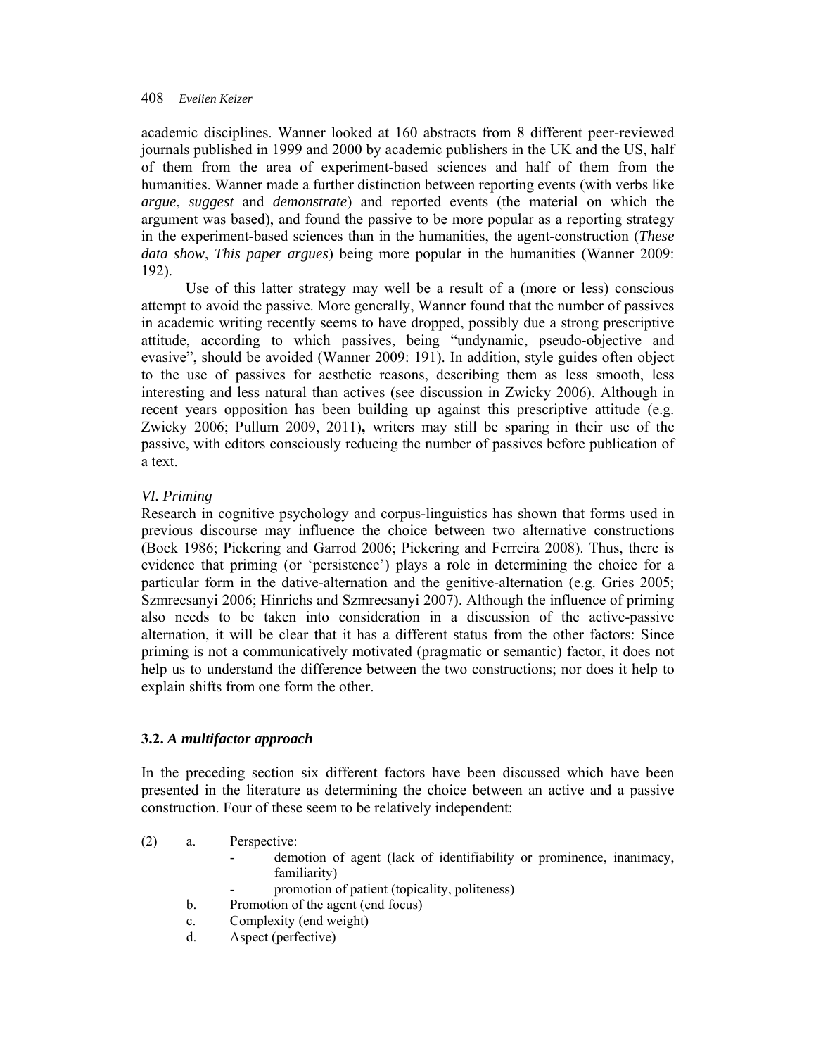academic disciplines. Wanner looked at 160 abstracts from 8 different peer-reviewed journals published in 1999 and 2000 by academic publishers in the UK and the US, half of them from the area of experiment-based sciences and half of them from the humanities. Wanner made a further distinction between reporting events (with verbs like *argue*, *suggest* and *demonstrate*) and reported events (the material on which the argument was based), and found the passive to be more popular as a reporting strategy in the experiment-based sciences than in the humanities, the agent-construction (*These data show*, *This paper argues*) being more popular in the humanities (Wanner 2009: 192).

Use of this latter strategy may well be a result of a (more or less) conscious attempt to avoid the passive. More generally, Wanner found that the number of passives in academic writing recently seems to have dropped, possibly due a strong prescriptive attitude, according to which passives, being "undynamic, pseudo-objective and evasive", should be avoided (Wanner 2009: 191). In addition, style guides often object to the use of passives for aesthetic reasons, describing them as less smooth, less interesting and less natural than actives (see discussion in Zwicky 2006). Although in recent years opposition has been building up against this prescriptive attitude (e.g. Zwicky 2006; Pullum 2009, 2011)**,** writers may still be sparing in their use of the passive, with editors consciously reducing the number of passives before publication of a text.

*VI. Priming*

Research in cognitive psychology and corpus-linguistics has shown that forms used in previous discourse may influence the choice between two alternative constructions (Bock 1986; Pickering and Garrod 2006; Pickering and Ferreira 2008). Thus, there is evidence that priming (or 'persistence') plays a role in determining the choice for a particular form in the dative-alternation and the genitive-alternation (e.g. Gries 2005; Szmrecsanyi 2006; Hinrichs and Szmrecsanyi 2007). Although the influence of priming also needs to be taken into consideration in a discussion of the active-passive alternation, it will be clear that it has a different status from the other factors: Since priming is not a communicatively motivated (pragmatic or semantic) factor, it does not help us to understand the difference between the two constructions; nor does it help to explain shifts from one form the other.

### 3.2. *A multifactor approach*

In the preceding section six different factors have been discussed which have been presented in the literature as determining the choice between an active and a passive construction. Four of these seem to be relatively independent:

(2)
a. Perspective:
   - demotion of agent (lack of identifiability or prominence, inanimacy, familiarity)
   - promotion of patient (topicality, politeness)

b. Promotion of the agent (end focus)

c. Complexity (end weight)

d. Aspect (perfective)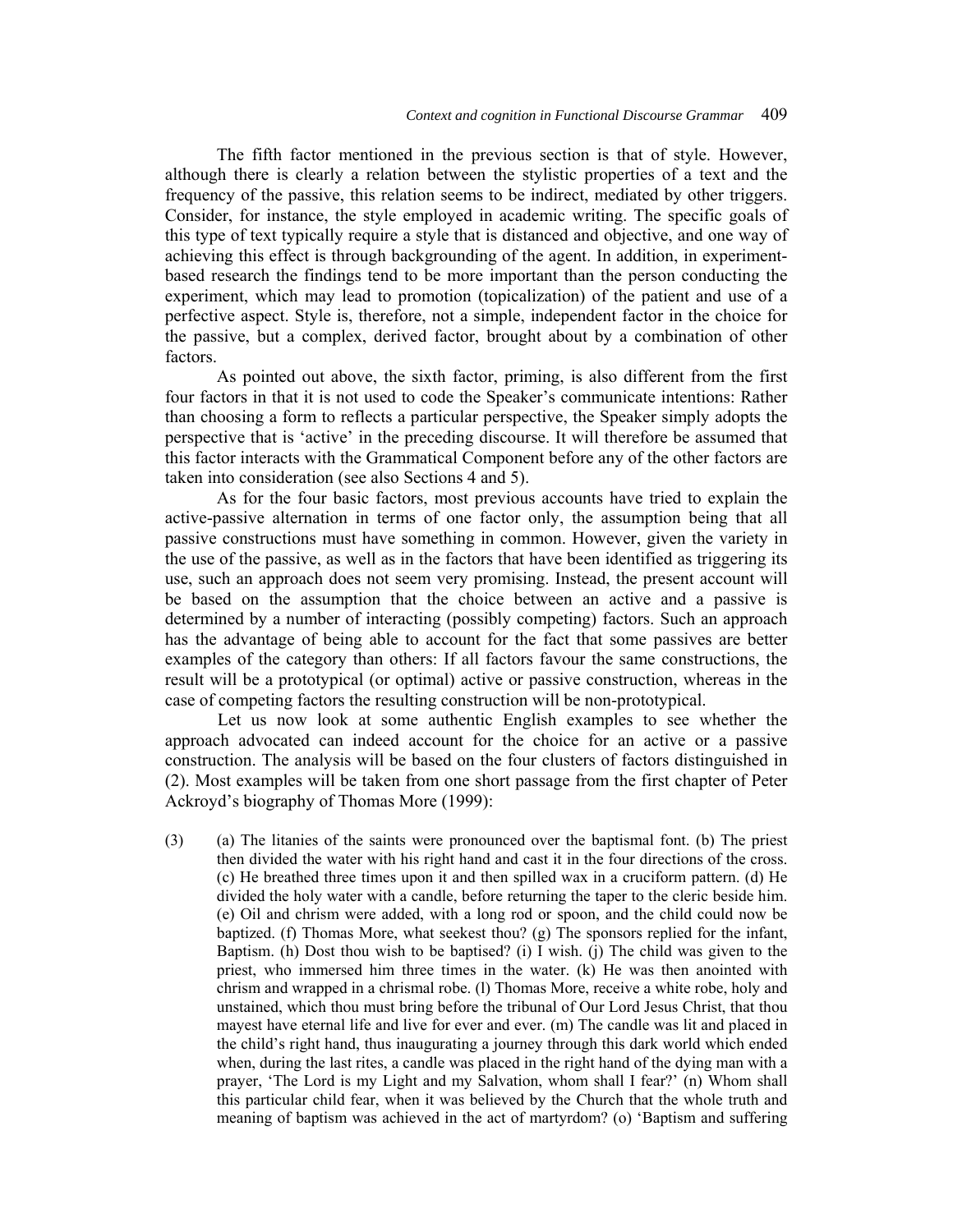The fifth factor mentioned in the previous section is that of style. However, although there is clearly a relation between the stylistic properties of a text and the frequency of the passive, this relation seems to be indirect, mediated by other triggers. Consider, for instance, the style employed in academic writing. The specific goals of this type of text typically require a style that is distanced and objective, and one way of achieving this effect is through backgrounding of the agent. In addition, in experiment-based research the findings tend to be more important than the person conducting the experiment, which may lead to promotion (topicalization) of the patient and use of a perfective aspect. Style is, therefore, not a simple, independent factor in the choice for the passive, but a complex, derived factor, brought about by a combination of other factors.

As pointed out above, the sixth factor, priming, is also different from the first four factors in that it is not used to code the Speaker's communicate intentions: Rather than choosing a form to reflects a particular perspective, the Speaker simply adopts the perspective that is 'active' in the preceding discourse. It will therefore be assumed that this factor interacts with the Grammatical Component before any of the other factors are taken into consideration (see also Sections 4 and 5).

As for the four basic factors, most previous accounts have tried to explain the active-passive alternation in terms of one factor only, the assumption being that all passive constructions must have something in common. However, given the variety in the use of the passive, as well as in the factors that have been identified as triggering its use, such an approach does not seem very promising. Instead, the present account will be based on the assumption that the choice between an active and a passive is determined by a number of interacting (possibly competing) factors. Such an approach has the advantage of being able to account for the fact that some passives are better examples of the category than others: If all factors favour the same constructions, the result will be a prototypical (or optimal) active or passive construction, whereas in the case of competing factors the resulting construction will be non-prototypical.

Let us now look at some authentic English examples to see whether the approach advocated can indeed account for the choice for an active or a passive construction. The analysis will be based on the four clusters of factors distinguished in (2). Most examples will be taken from one short passage from the first chapter of Peter Ackroyd's biography of Thomas More (1999):

(3) (a) The litanies of the saints were pronounced over the baptismal font. (b) The priest then divided the water with his right hand and cast it in the four directions of the cross. (c) He breathed three times upon it and then spilled wax in a cruciform pattern. (d) He divided the holy water with a candle, before returning the taper to the cleric beside him. (e) Oil and chrism were added, with a long rod or spoon, and the child could now be baptized. (f) Thomas More, what seekest thou? (g) The sponsors replied for the infant, Baptism. (h) Dost thou wish to be baptised? (i) I wish. (j) The child was given to the priest, who immersed him three times in the water. (k) He was then anointed with chrism and wrapped in a chrismal robe. (l) Thomas More, receive a white robe, holy and unstained, which thou must bring before the tribunal of Our Lord Jesus Christ, that thou mayest have eternal life and live for ever and ever. (m) The candle was lit and placed in the child's right hand, thus inaugurating a journey through this dark world which ended when, during the last rites, a candle was placed in the right hand of the dying man with a prayer, 'The Lord is my Light and my Salvation, whom shall I fear?' (n) Whom shall this particular child fear, when it was believed by the Church that the whole truth and meaning of baptism was achieved in the act of martyrdom? (o) 'Baptism and suffering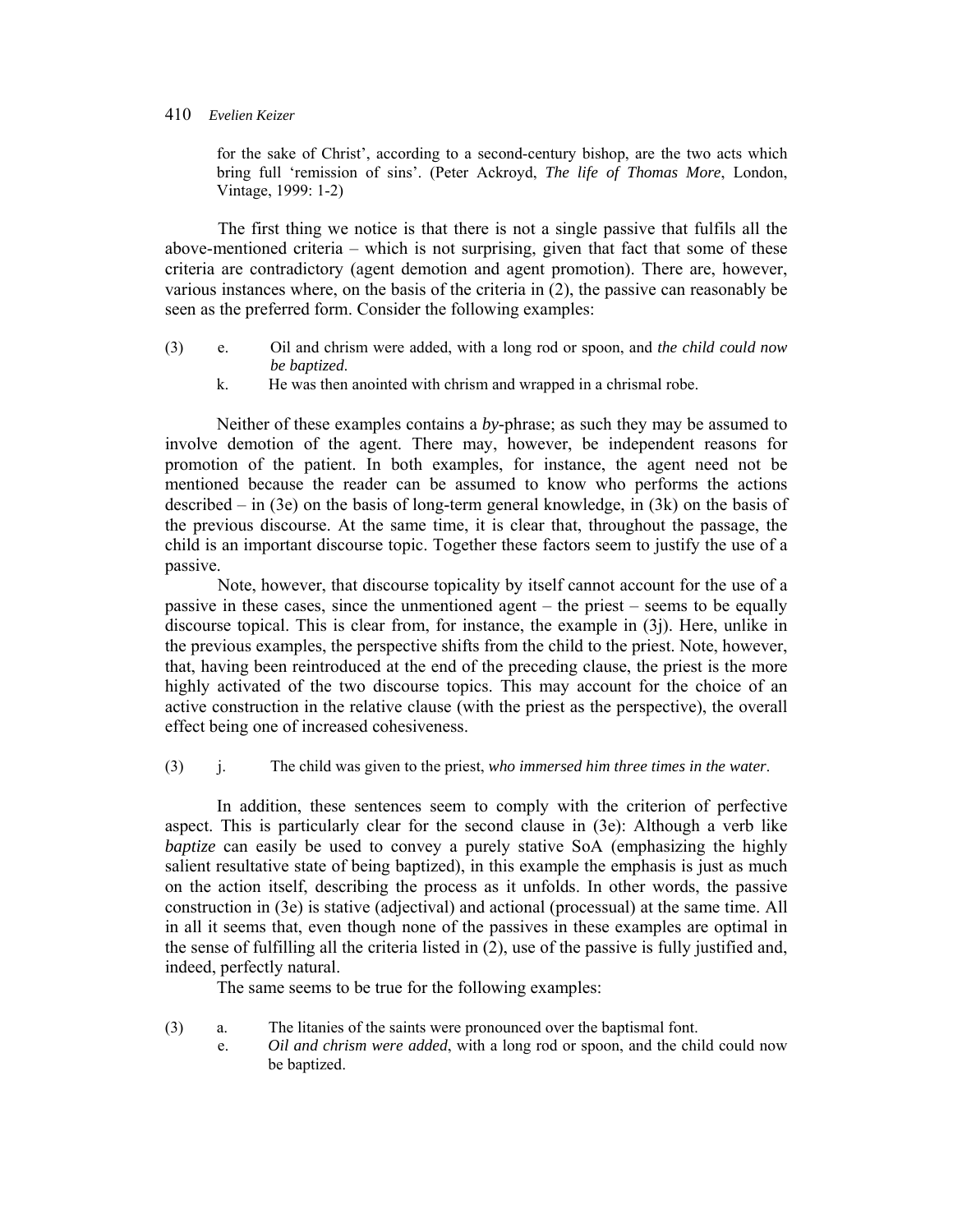for the sake of Christ', according to a second-century bishop, are the two acts which bring full 'remission of sins'. (Peter Ackroyd, *The life of Thomas More*, London, Vintage, 1999: 1-2)

The first thing we notice is that there is not a single passive that fulfils all the above-mentioned criteria – which is not surprising, given that fact that some of these criteria are contradictory (agent demotion and agent promotion). There are, however, various instances where, on the basis of the criteria in (2), the passive can reasonably be seen as the preferred form. Consider the following examples:

(3) e. Oil and chrism were added, with a long rod or spoon, and *the child could now be baptized*.
k. He was then anointed with chrism and wrapped in a chrismal robe.

Neither of these examples contains a *by*-phrase; as such they may be assumed to involve demotion of the agent. There may, however, be independent reasons for promotion of the patient. In both examples, for instance, the agent need not be mentioned because the reader can be assumed to know who performs the actions described – in (3e) on the basis of long-term general knowledge, in (3k) on the basis of the previous discourse. At the same time, it is clear that, throughout the passage, the child is an important discourse topic. Together these factors seem to justify the use of a passive.

Note, however, that discourse topicality by itself cannot account for the use of a passive in these cases, since the unmentioned agent – the priest – seems to be equally discourse topical. This is clear from, for instance, the example in (3j). Here, unlike in the previous examples, the perspective shifts from the child to the priest. Note, however, that, having been reintroduced at the end of the preceding clause, the priest is the more highly activated of the two discourse topics. This may account for the choice of an active construction in the relative clause (with the priest as the perspective), the overall effect being one of increased cohesiveness.

(3) j. The child was given to the priest, *who immersed him three times in the water*.

In addition, these sentences seem to comply with the criterion of perfective aspect. This is particularly clear for the second clause in (3e): Although a verb like *baptize* can easily be used to convey a purely stative SoA (emphasizing the highly salient resultative state of being baptized), in this example the emphasis is just as much on the action itself, describing the process as it unfolds. In other words, the passive construction in (3e) is stative (adjectival) and actional (processual) at the same time. All in all it seems that, even though none of the passives in these examples are optimal in the sense of fulfilling all the criteria listed in (2), use of the passive is fully justified and, indeed, perfectly natural.

The same seems to be true for the following examples:

(3) a. The litanies of the saints were pronounced over the baptismal font.
e. *Oil and chrism were added*, with a long rod or spoon, and the child could now be baptized.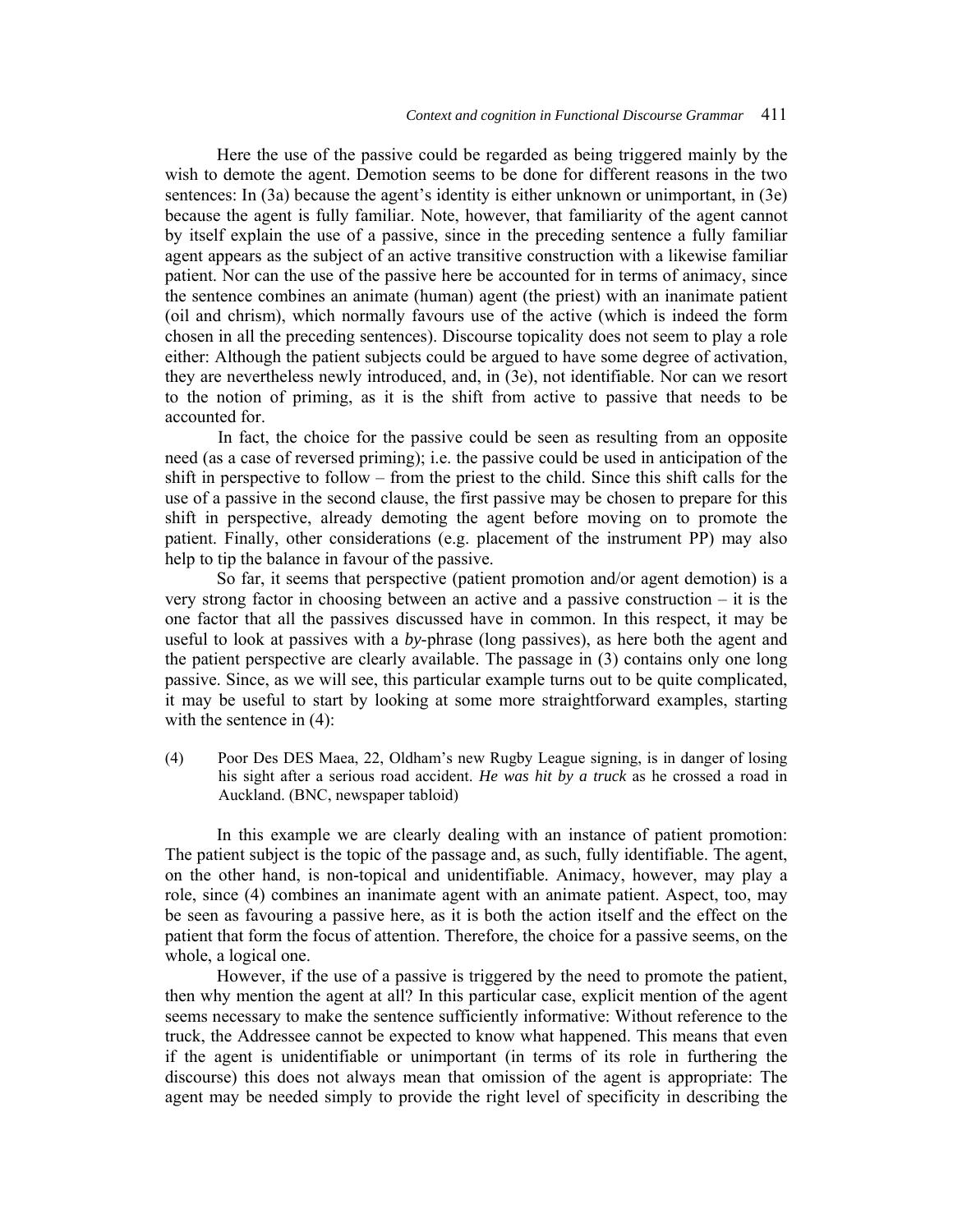Here the use of the passive could be regarded as being triggered mainly by the wish to demote the agent. Demotion seems to be done for different reasons in the two sentences: In (3a) because the agent's identity is either unknown or unimportant, in (3e) because the agent is fully familiar. Note, however, that familiarity of the agent cannot by itself explain the use of a passive, since in the preceding sentence a fully familiar agent appears as the subject of an active transitive construction with a likewise familiar patient. Nor can the use of the passive here be accounted for in terms of animacy, since the sentence combines an animate (human) agent (the priest) with an inanimate patient (oil and chrism), which normally favours use of the active (which is indeed the form chosen in all the preceding sentences). Discourse topicality does not seem to play a role either: Although the patient subjects could be argued to have some degree of activation, they are nevertheless newly introduced, and, in (3e), not identifiable. Nor can we resort to the notion of priming, as it is the shift from active to passive that needs to be accounted for.

In fact, the choice for the passive could be seen as resulting from an opposite need (as a case of reversed priming); i.e. the passive could be used in anticipation of the shift in perspective to follow – from the priest to the child. Since this shift calls for the use of a passive in the second clause, the first passive may be chosen to prepare for this shift in perspective, already demoting the agent before moving on to promote the patient. Finally, other considerations (e.g. placement of the instrument PP) may also help to tip the balance in favour of the passive.

So far, it seems that perspective (patient promotion and/or agent demotion) is a very strong factor in choosing between an active and a passive construction – it is the one factor that all the passives discussed have in common. In this respect, it may be useful to look at passives with a *by*-phrase (long passives), as here both the agent and the patient perspective are clearly available. The passage in (3) contains only one long passive. Since, as we will see, this particular example turns out to be quite complicated, it may be useful to start by looking at some more straightforward examples, starting with the sentence in (4):

(4) Poor Des DES Maea, 22, Oldham's new Rugby League signing, is in danger of losing his sight after a serious road accident. *He was hit by a truck* as he crossed a road in Auckland. (BNC, newspaper tabloid)

In this example we are clearly dealing with an instance of patient promotion: The patient subject is the topic of the passage and, as such, fully identifiable. The agent, on the other hand, is non-topical and unidentifiable. Animacy, however, may play a role, since (4) combines an inanimate agent with an animate patient. Aspect, too, may be seen as favouring a passive here, as it is both the action itself and the effect on the patient that form the focus of attention. Therefore, the choice for a passive seems, on the whole, a logical one.

However, if the use of a passive is triggered by the need to promote the patient, then why mention the agent at all? In this particular case, explicit mention of the agent seems necessary to make the sentence sufficiently informative: Without reference to the truck, the Addressee cannot be expected to know what happened. This means that even if the agent is unidentifiable or unimportant (in terms of its role in furthering the discourse) this does not always mean that omission of the agent is appropriate: The agent may be needed simply to provide the right level of specificity in describing the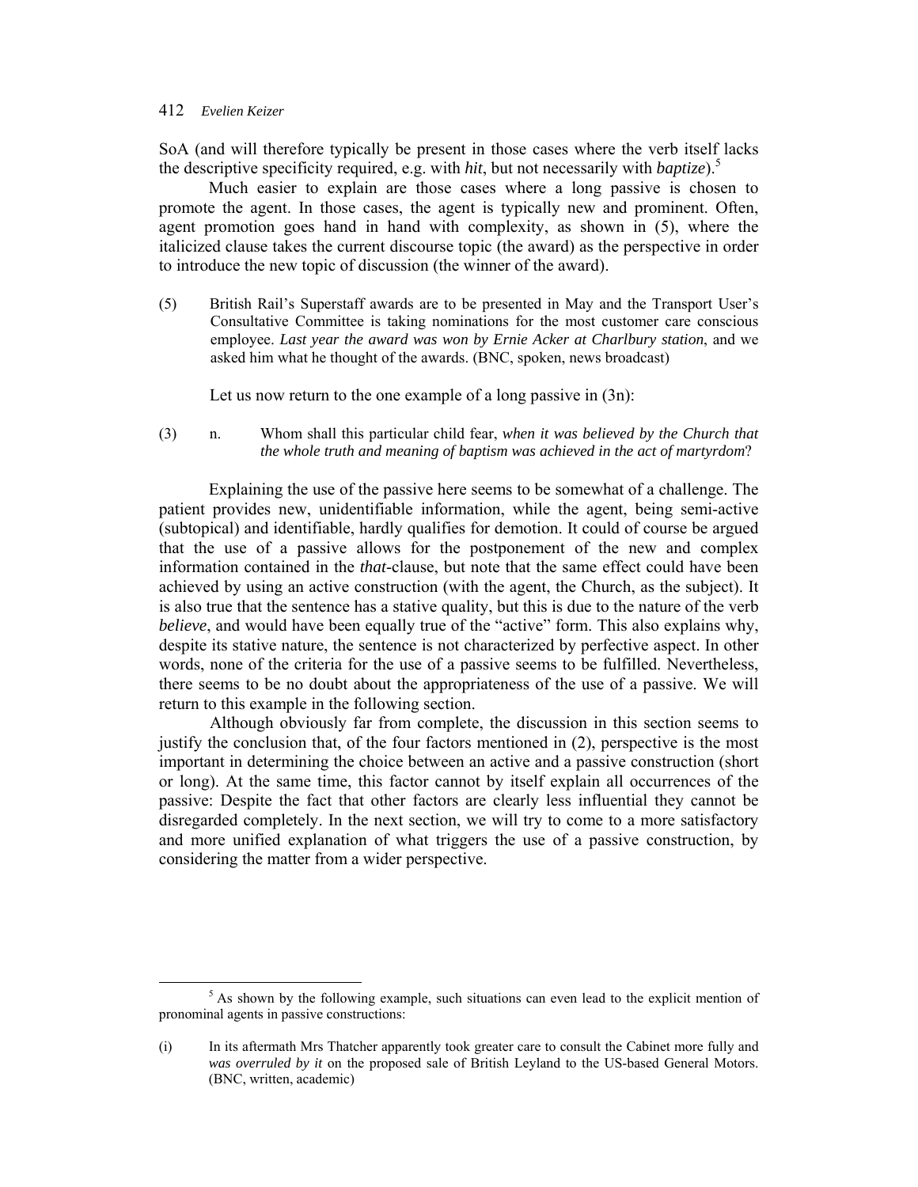SoA (and will therefore typically be present in those cases where the verb itself lacks the descriptive specificity required, e.g. with *hit*, but not necessarily with *baptize*).[5]

Much easier to explain are those cases where a long passive is chosen to promote the agent. In those cases, the agent is typically new and prominent. Often, agent promotion goes hand in hand with complexity, as shown in (5), where the italicized clause takes the current discourse topic (the award) as the perspective in order to introduce the new topic of discussion (the winner of the award).

(5) British Rail's Superstaff awards are to be presented in May and the Transport User's Consultative Committee is taking nominations for the most customer care conscious employee. *Last year the award was won by Ernie Acker at Charlbury station*, and we asked him what he thought of the awards. (BNC, spoken, news broadcast)

Let us now return to the one example of a long passive in (3n):

(3) n. Whom shall this particular child fear, *when it was believed by the Church that the whole truth and meaning of baptism was achieved in the act of martyrdom*?

Explaining the use of the passive here seems to be somewhat of a challenge. The patient provides new, unidentifiable information, while the agent, being semi-active (subtopical) and identifiable, hardly qualifies for demotion. It could of course be argued that the use of a passive allows for the postponement of the new and complex information contained in the *that*-clause, but note that the same effect could have been achieved by using an active construction (with the agent, the Church, as the subject). It is also true that the sentence has a stative quality, but this is due to the nature of the verb *believe*, and would have been equally true of the "active" form. This also explains why, despite its stative nature, the sentence is not characterized by perfective aspect. In other words, none of the criteria for the use of a passive seems to be fulfilled. Nevertheless, there seems to be no doubt about the appropriateness of the use of a passive. We will return to this example in the following section.

Although obviously far from complete, the discussion in this section seems to justify the conclusion that, of the four factors mentioned in (2), perspective is the most important in determining the choice between an active and a passive construction (short or long). At the same time, this factor cannot by itself explain all occurrences of the passive: Despite the fact that other factors are clearly less influential they cannot be disregarded completely. In the next section, we will try to come to a more satisfactory and more unified explanation of what triggers the use of a passive construction, by considering the matter from a wider perspective.

---

[5] As shown by the following example, such situations can even lead to the explicit mention of pronominal agents in passive constructions:

(i) In its aftermath Mrs Thatcher apparently took greater care to consult the Cabinet more fully and *was overruled by it* on the proposed sale of British Leyland to the US-based General Motors. (BNC, written, academic)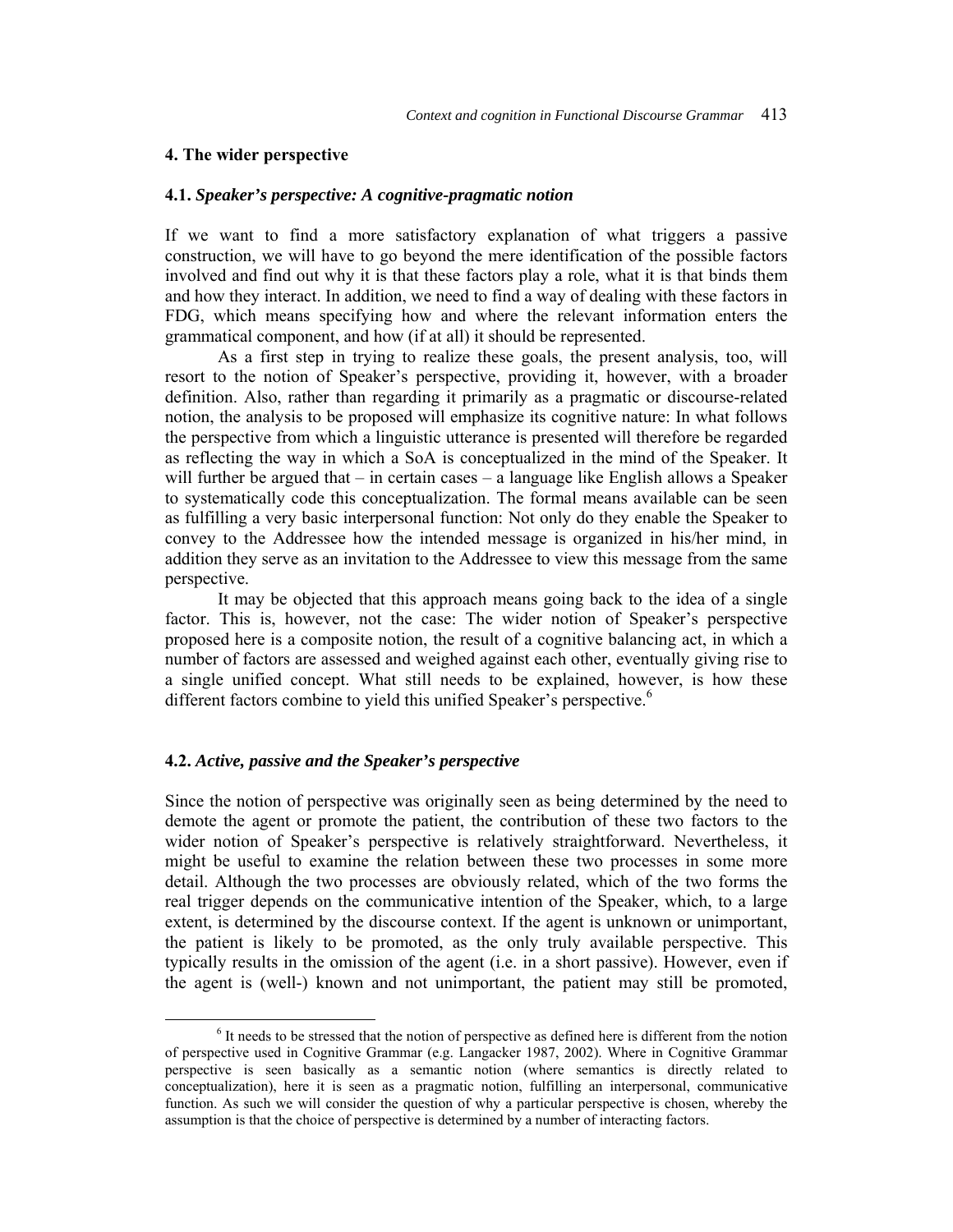## 4. The wider perspective

### 4.1. *Speaker's perspective: A cognitive-pragmatic notion*

If we want to find a more satisfactory explanation of what triggers a passive construction, we will have to go beyond the mere identification of the possible factors involved and find out why it is that these factors play a role, what it is that binds them and how they interact. In addition, we need to find a way of dealing with these factors in FDG, which means specifying how and where the relevant information enters the grammatical component, and how (if at all) it should be represented.

As a first step in trying to realize these goals, the present analysis, too, will resort to the notion of Speaker's perspective, providing it, however, with a broader definition. Also, rather than regarding it primarily as a pragmatic or discourse-related notion, the analysis to be proposed will emphasize its cognitive nature: In what follows the perspective from which a linguistic utterance is presented will therefore be regarded as reflecting the way in which a SoA is conceptualized in the mind of the Speaker. It will further be argued that – in certain cases – a language like English allows a Speaker to systematically code this conceptualization. The formal means available can be seen as fulfilling a very basic interpersonal function: Not only do they enable the Speaker to convey to the Addressee how the intended message is organized in his/her mind, in addition they serve as an invitation to the Addressee to view this message from the same perspective.

It may be objected that this approach means going back to the idea of a single factor. This is, however, not the case: The wider notion of Speaker's perspective proposed here is a composite notion, the result of a cognitive balancing act, in which a number of factors are assessed and weighed against each other, eventually giving rise to a single unified concept. What still needs to be explained, however, is how these different factors combine to yield this unified Speaker's perspective.[6]

### 4.2. *Active, passive and the Speaker's perspective*

Since the notion of perspective was originally seen as being determined by the need to demote the agent or promote the patient, the contribution of these two factors to the wider notion of Speaker's perspective is relatively straightforward. Nevertheless, it might be useful to examine the relation between these two processes in some more detail. Although the two processes are obviously related, which of the two forms the real trigger depends on the communicative intention of the Speaker, which, to a large extent, is determined by the discourse context. If the agent is unknown or unimportant, the patient is likely to be promoted, as the only truly available perspective. This typically results in the omission of the agent (i.e. in a short passive). However, even if the agent is (well-) known and not unimportant, the patient may still be promoted,

[6] It needs to be stressed that the notion of perspective as defined here is different from the notion of perspective used in Cognitive Grammar (e.g. Langacker 1987, 2002). Where in Cognitive Grammar perspective is seen basically as a semantic notion (where semantics is directly related to conceptualization), here it is seen as a pragmatic notion, fulfilling an interpersonal, communicative function. As such we will consider the question of why a particular perspective is chosen, whereby the assumption is that the choice of perspective is determined by a number of interacting factors.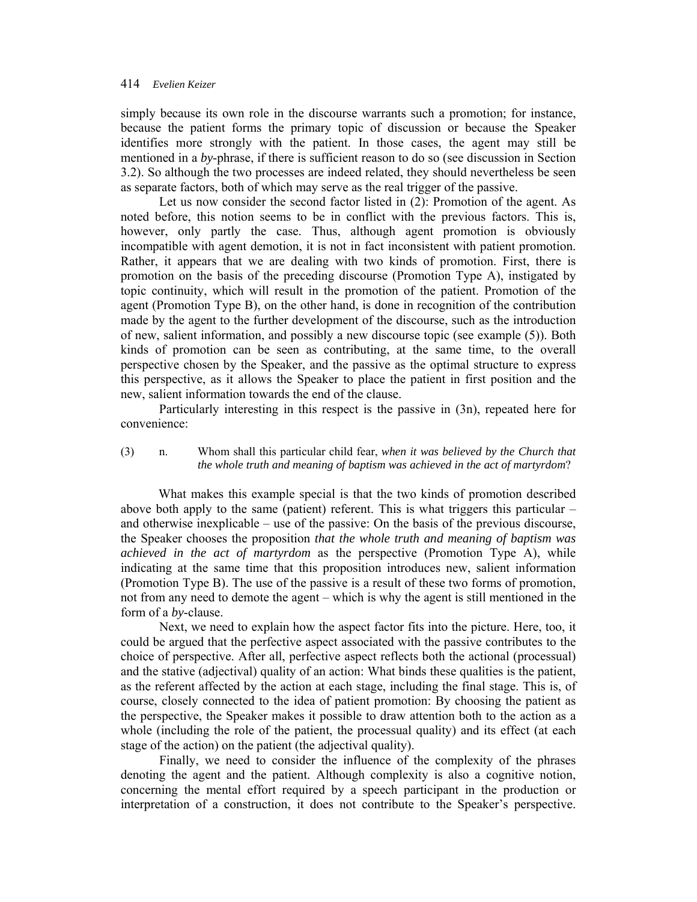simply because its own role in the discourse warrants such a promotion; for instance, because the patient forms the primary topic of discussion or because the Speaker identifies more strongly with the patient. In those cases, the agent may still be mentioned in a *by*-phrase, if there is sufficient reason to do so (see discussion in Section 3.2). So although the two processes are indeed related, they should nevertheless be seen as separate factors, both of which may serve as the real trigger of the passive.

Let us now consider the second factor listed in (2): Promotion of the agent. As noted before, this notion seems to be in conflict with the previous factors. This is, however, only partly the case. Thus, although agent promotion is obviously incompatible with agent demotion, it is not in fact inconsistent with patient promotion. Rather, it appears that we are dealing with two kinds of promotion. First, there is promotion on the basis of the preceding discourse (Promotion Type A), instigated by topic continuity, which will result in the promotion of the patient. Promotion of the agent (Promotion Type B), on the other hand, is done in recognition of the contribution made by the agent to the further development of the discourse, such as the introduction of new, salient information, and possibly a new discourse topic (see example (5)). Both kinds of promotion can be seen as contributing, at the same time, to the overall perspective chosen by the Speaker, and the passive as the optimal structure to express this perspective, as it allows the Speaker to place the patient in first position and the new, salient information towards the end of the clause.

Particularly interesting in this respect is the passive in (3n), repeated here for convenience:

(3) n. Whom shall this particular child fear, *when it was believed by the Church that the whole truth and meaning of baptism was achieved in the act of martyrdom*?

What makes this example special is that the two kinds of promotion described above both apply to the same (patient) referent. This is what triggers this particular – and otherwise inexplicable – use of the passive: On the basis of the previous discourse, the Speaker chooses the proposition *that the whole truth and meaning of baptism was achieved in the act of martyrdom* as the perspective (Promotion Type A), while indicating at the same time that this proposition introduces new, salient information (Promotion Type B). The use of the passive is a result of these two forms of promotion, not from any need to demote the agent – which is why the agent is still mentioned in the form of a *by*-clause.

Next, we need to explain how the aspect factor fits into the picture. Here, too, it could be argued that the perfective aspect associated with the passive contributes to the choice of perspective. After all, perfective aspect reflects both the actional (processual) and the stative (adjectival) quality of an action: What binds these qualities is the patient, as the referent affected by the action at each stage, including the final stage. This is, of course, closely connected to the idea of patient promotion: By choosing the patient as the perspective, the Speaker makes it possible to draw attention both to the action as a whole (including the role of the patient, the processual quality) and its effect (at each stage of the action) on the patient (the adjectival quality).

Finally, we need to consider the influence of the complexity of the phrases denoting the agent and the patient. Although complexity is also a cognitive notion, concerning the mental effort required by a speech participant in the production or interpretation of a construction, it does not contribute to the Speaker's perspective.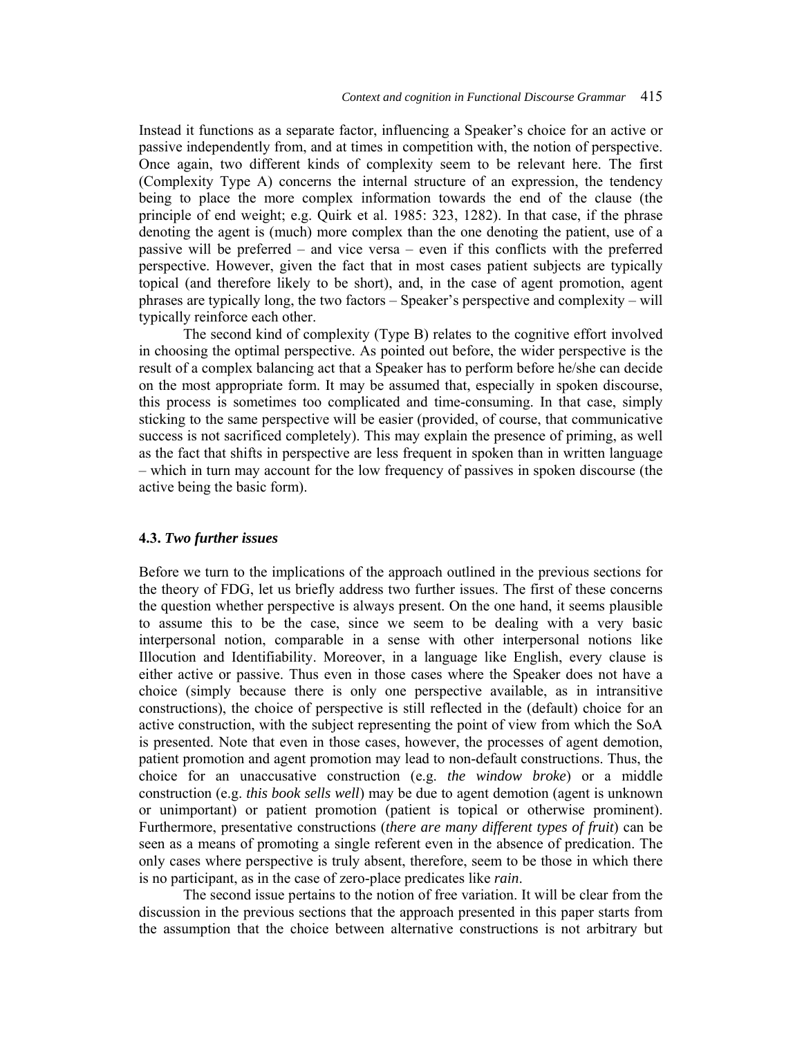Instead it functions as a separate factor, influencing a Speaker's choice for an active or passive independently from, and at times in competition with, the notion of perspective. Once again, two different kinds of complexity seem to be relevant here. The first (Complexity Type A) concerns the internal structure of an expression, the tendency being to place the more complex information towards the end of the clause (the principle of end weight; e.g. Quirk et al. 1985: 323, 1282). In that case, if the phrase denoting the agent is (much) more complex than the one denoting the patient, use of a passive will be preferred – and vice versa – even if this conflicts with the preferred perspective. However, given the fact that in most cases patient subjects are typically topical (and therefore likely to be short), and, in the case of agent promotion, agent phrases are typically long, the two factors – Speaker's perspective and complexity – will typically reinforce each other.

The second kind of complexity (Type B) relates to the cognitive effort involved in choosing the optimal perspective. As pointed out before, the wider perspective is the result of a complex balancing act that a Speaker has to perform before he/she can decide on the most appropriate form. It may be assumed that, especially in spoken discourse, this process is sometimes too complicated and time-consuming. In that case, simply sticking to the same perspective will be easier (provided, of course, that communicative success is not sacrificed completely). This may explain the presence of priming, as well as the fact that shifts in perspective are less frequent in spoken than in written language – which in turn may account for the low frequency of passives in spoken discourse (the active being the basic form).

### 4.3. *Two further issues*

Before we turn to the implications of the approach outlined in the previous sections for the theory of FDG, let us briefly address two further issues. The first of these concerns the question whether perspective is always present. On the one hand, it seems plausible to assume this to be the case, since we seem to be dealing with a very basic interpersonal notion, comparable in a sense with other interpersonal notions like Illocution and Identifiability. Moreover, in a language like English, every clause is either active or passive. Thus even in those cases where the Speaker does not have a choice (simply because there is only one perspective available, as in intransitive constructions), the choice of perspective is still reflected in the (default) choice for an active construction, with the subject representing the point of view from which the SoA is presented. Note that even in those cases, however, the processes of agent demotion, patient promotion and agent promotion may lead to non-default constructions. Thus, the choice for an unaccusative construction (e.g. *the window broke*) or a middle construction (e.g. *this book sells well*) may be due to agent demotion (agent is unknown or unimportant) or patient promotion (patient is topical or otherwise prominent). Furthermore, presentative constructions (*there are many different types of fruit*) can be seen as a means of promoting a single referent even in the absence of predication. The only cases where perspective is truly absent, therefore, seem to be those in which there is no participant, as in the case of zero-place predicates like *rain*.

The second issue pertains to the notion of free variation. It will be clear from the discussion in the previous sections that the approach presented in this paper starts from the assumption that the choice between alternative constructions is not arbitrary but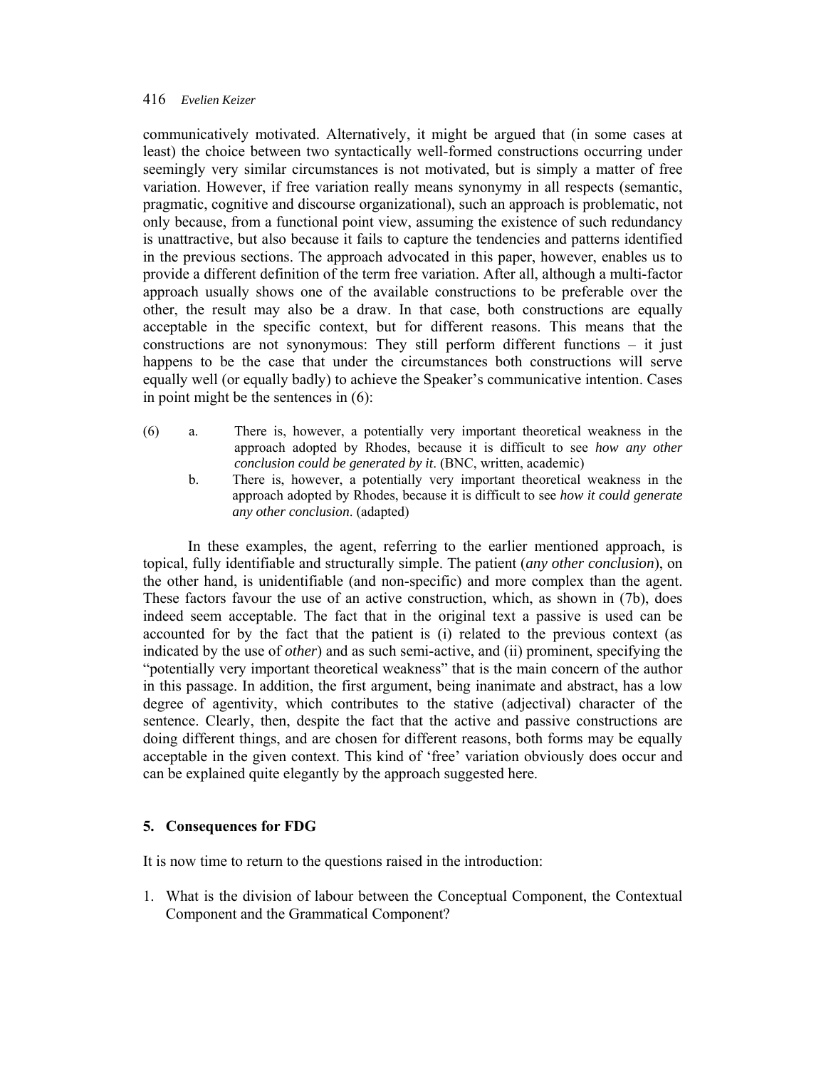communicatively motivated. Alternatively, it might be argued that (in some cases at least) the choice between two syntactically well-formed constructions occurring under seemingly very similar circumstances is not motivated, but is simply a matter of free variation. However, if free variation really means synonymy in all respects (semantic, pragmatic, cognitive and discourse organizational), such an approach is problematic, not only because, from a functional point view, assuming the existence of such redundancy is unattractive, but also because it fails to capture the tendencies and patterns identified in the previous sections. The approach advocated in this paper, however, enables us to provide a different definition of the term free variation. After all, although a multi-factor approach usually shows one of the available constructions to be preferable over the other, the result may also be a draw. In that case, both constructions are equally acceptable in the specific context, but for different reasons. This means that the constructions are not synonymous: They still perform different functions – it just happens to be the case that under the circumstances both constructions will serve equally well (or equally badly) to achieve the Speaker's communicative intention. Cases in point might be the sentences in (6):

(6) a. There is, however, a potentially very important theoretical weakness in the approach adopted by Rhodes, because it is difficult to see *how any other conclusion could be generated by it*. (BNC, written, academic)

  b. There is, however, a potentially very important theoretical weakness in the approach adopted by Rhodes, because it is difficult to see *how it could generate any other conclusion*. (adapted)

In these examples, the agent, referring to the earlier mentioned approach, is topical, fully identifiable and structurally simple. The patient (*any other conclusion*), on the other hand, is unidentifiable (and non-specific) and more complex than the agent. These factors favour the use of an active construction, which, as shown in (7b), does indeed seem acceptable. The fact that in the original text a passive is used can be accounted for by the fact that the patient is (i) related to the previous context (as indicated by the use of *other*) and as such semi-active, and (ii) prominent, specifying the "potentially very important theoretical weakness" that is the main concern of the author in this passage. In addition, the first argument, being inanimate and abstract, has a low degree of agentivity, which contributes to the stative (adjectival) character of the sentence. Clearly, then, despite the fact that the active and passive constructions are doing different things, and are chosen for different reasons, both forms may be equally acceptable in the given context. This kind of 'free' variation obviously does occur and can be explained quite elegantly by the approach suggested here.

## 5. Consequences for FDG

It is now time to return to the questions raised in the introduction:

1. What is the division of labour between the Conceptual Component, the Contextual Component and the Grammatical Component?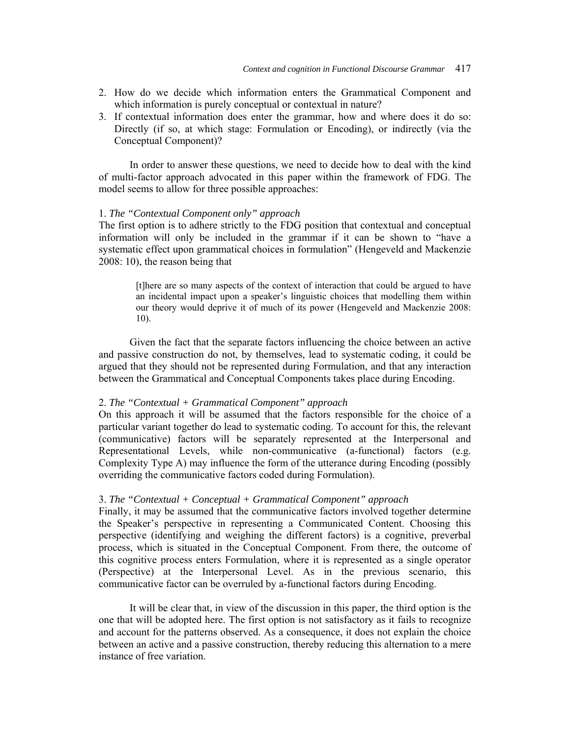2. How do we decide which information enters the Grammatical Component and which information is purely conceptual or contextual in nature?
3. If contextual information does enter the grammar, how and where does it do so: Directly (if so, at which stage: Formulation or Encoding), or indirectly (via the Conceptual Component)?

In order to answer these questions, we need to decide how to deal with the kind of multi-factor approach advocated in this paper within the framework of FDG. The model seems to allow for three possible approaches:

1. *The "Contextual Component only" approach*
The first option is to adhere strictly to the FDG position that contextual and conceptual information will only be included in the grammar if it can be shown to "have a systematic effect upon grammatical choices in formulation" (Hengeveld and Mackenzie 2008: 10), the reason being that

> [t]here are so many aspects of the context of interaction that could be argued to have an incidental impact upon a speaker's linguistic choices that modelling them within our theory would deprive it of much of its power (Hengeveld and Mackenzie 2008: 10).

Given the fact that the separate factors influencing the choice between an active and passive construction do not, by themselves, lead to systematic coding, it could be argued that they should not be represented during Formulation, and that any interaction between the Grammatical and Conceptual Components takes place during Encoding.

2. *The "Contextual + Grammatical Component" approach*
On this approach it will be assumed that the factors responsible for the choice of a particular variant together do lead to systematic coding. To account for this, the relevant (communicative) factors will be separately represented at the Interpersonal and Representational Levels, while non-communicative (a-functional) factors (e.g. Complexity Type A) may influence the form of the utterance during Encoding (possibly overriding the communicative factors coded during Formulation).

3. *The "Contextual + Conceptual + Grammatical Component" approach*
Finally, it may be assumed that the communicative factors involved together determine the Speaker's perspective in representing a Communicated Content. Choosing this perspective (identifying and weighing the different factors) is a cognitive, preverbal process, which is situated in the Conceptual Component. From there, the outcome of this cognitive process enters Formulation, where it is represented as a single operator (Perspective) at the Interpersonal Level. As in the previous scenario, this communicative factor can be overruled by a-functional factors during Encoding.

It will be clear that, in view of the discussion in this paper, the third option is the one that will be adopted here. The first option is not satisfactory as it fails to recognize and account for the patterns observed. As a consequence, it does not explain the choice between an active and a passive construction, thereby reducing this alternation to a mere instance of free variation.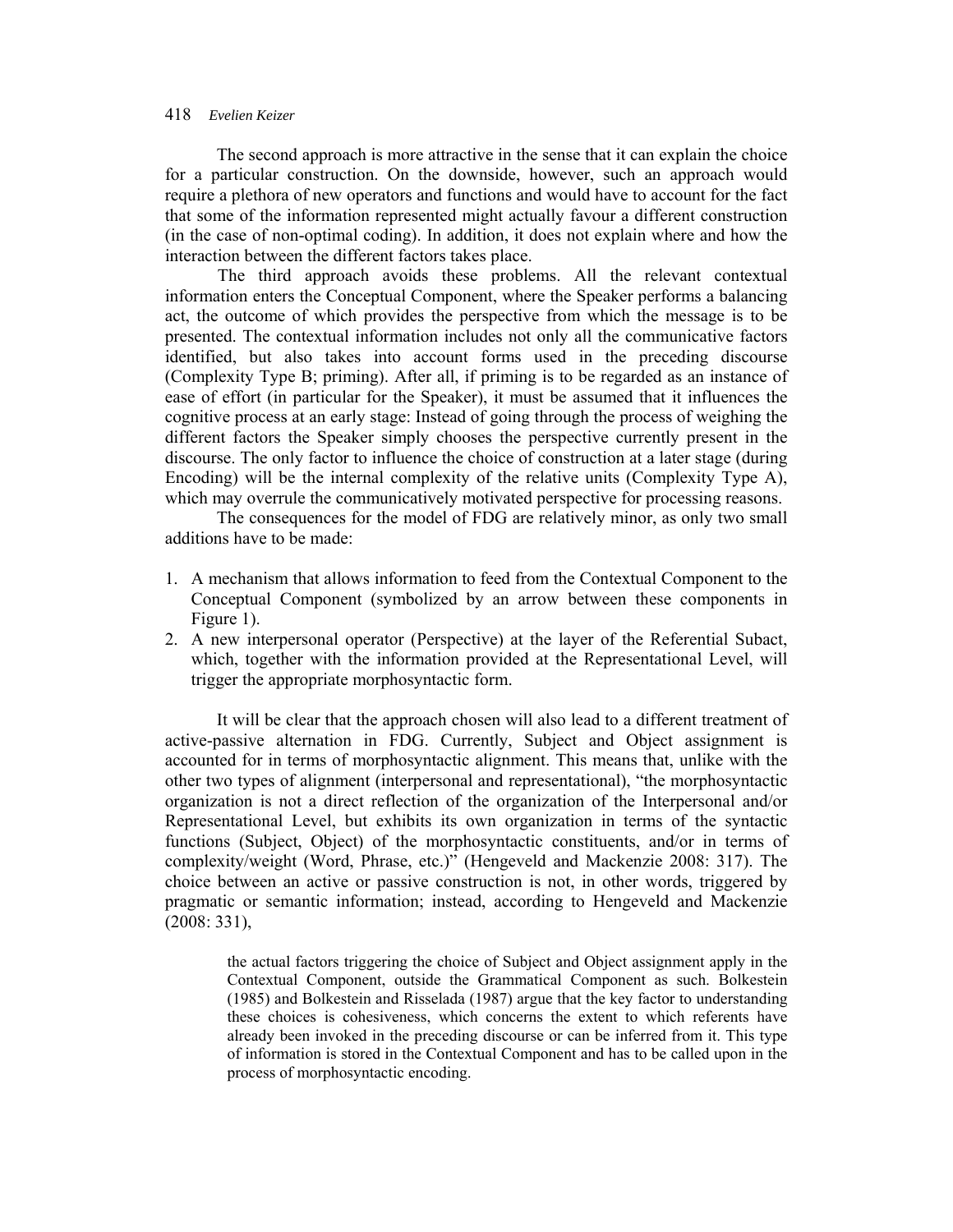The second approach is more attractive in the sense that it can explain the choice for a particular construction. On the downside, however, such an approach would require a plethora of new operators and functions and would have to account for the fact that some of the information represented might actually favour a different construction (in the case of non-optimal coding). In addition, it does not explain where and how the interaction between the different factors takes place.

The third approach avoids these problems. All the relevant contextual information enters the Conceptual Component, where the Speaker performs a balancing act, the outcome of which provides the perspective from which the message is to be presented. The contextual information includes not only all the communicative factors identified, but also takes into account forms used in the preceding discourse (Complexity Type B; priming). After all, if priming is to be regarded as an instance of ease of effort (in particular for the Speaker), it must be assumed that it influences the cognitive process at an early stage: Instead of going through the process of weighing the different factors the Speaker simply chooses the perspective currently present in the discourse. The only factor to influence the choice of construction at a later stage (during Encoding) will be the internal complexity of the relative units (Complexity Type A), which may overrule the communicatively motivated perspective for processing reasons.

The consequences for the model of FDG are relatively minor, as only two small additions have to be made:

1. A mechanism that allows information to feed from the Contextual Component to the Conceptual Component (symbolized by an arrow between these components in Figure 1).
2. A new interpersonal operator (Perspective) at the layer of the Referential Subact, which, together with the information provided at the Representational Level, will trigger the appropriate morphosyntactic form.

It will be clear that the approach chosen will also lead to a different treatment of active-passive alternation in FDG. Currently, Subject and Object assignment is accounted for in terms of morphosyntactic alignment. This means that, unlike with the other two types of alignment (interpersonal and representational), "the morphosyntactic organization is not a direct reflection of the organization of the Interpersonal and/or Representational Level, but exhibits its own organization in terms of the syntactic functions (Subject, Object) of the morphosyntactic constituents, and/or in terms of complexity/weight (Word, Phrase, etc.)" (Hengeveld and Mackenzie 2008: 317). The choice between an active or passive construction is not, in other words, triggered by pragmatic or semantic information; instead, according to Hengeveld and Mackenzie (2008: 331),

> the actual factors triggering the choice of Subject and Object assignment apply in the Contextual Component, outside the Grammatical Component as such. Bolkestein (1985) and Bolkestein and Risselada (1987) argue that the key factor to understanding these choices is cohesiveness, which concerns the extent to which referents have already been invoked in the preceding discourse or can be inferred from it. This type of information is stored in the Contextual Component and has to be called upon in the process of morphosyntactic encoding.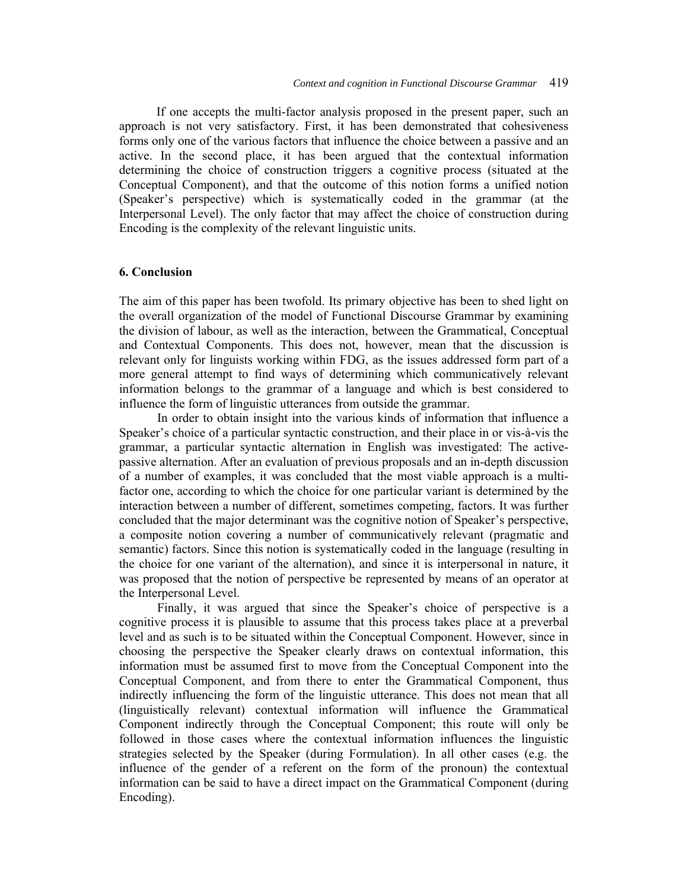If one accepts the multi-factor analysis proposed in the present paper, such an approach is not very satisfactory. First, it has been demonstrated that cohesiveness forms only one of the various factors that influence the choice between a passive and an active. In the second place, it has been argued that the contextual information determining the choice of construction triggers a cognitive process (situated at the Conceptual Component), and that the outcome of this notion forms a unified notion (Speaker's perspective) which is systematically coded in the grammar (at the Interpersonal Level). The only factor that may affect the choice of construction during Encoding is the complexity of the relevant linguistic units.

## 6. Conclusion

The aim of this paper has been twofold. Its primary objective has been to shed light on the overall organization of the model of Functional Discourse Grammar by examining the division of labour, as well as the interaction, between the Grammatical, Conceptual and Contextual Components. This does not, however, mean that the discussion is relevant only for linguists working within FDG, as the issues addressed form part of a more general attempt to find ways of determining which communicatively relevant information belongs to the grammar of a language and which is best considered to influence the form of linguistic utterances from outside the grammar.

In order to obtain insight into the various kinds of information that influence a Speaker's choice of a particular syntactic construction, and their place in or vis-à-vis the grammar, a particular syntactic alternation in English was investigated: The active-passive alternation. After an evaluation of previous proposals and an in-depth discussion of a number of examples, it was concluded that the most viable approach is a multi-factor one, according to which the choice for one particular variant is determined by the interaction between a number of different, sometimes competing, factors. It was further concluded that the major determinant was the cognitive notion of Speaker's perspective, a composite notion covering a number of communicatively relevant (pragmatic and semantic) factors. Since this notion is systematically coded in the language (resulting in the choice for one variant of the alternation), and since it is interpersonal in nature, it was proposed that the notion of perspective be represented by means of an operator at the Interpersonal Level.

Finally, it was argued that since the Speaker's choice of perspective is a cognitive process it is plausible to assume that this process takes place at a preverbal level and as such is to be situated within the Conceptual Component. However, since in choosing the perspective the Speaker clearly draws on contextual information, this information must be assumed first to move from the Conceptual Component into the Conceptual Component, and from there to enter the Grammatical Component, thus indirectly influencing the form of the linguistic utterance. This does not mean that all (linguistically relevant) contextual information will influence the Grammatical Component indirectly through the Conceptual Component; this route will only be followed in those cases where the contextual information influences the linguistic strategies selected by the Speaker (during Formulation). In all other cases (e.g. the influence of the gender of a referent on the form of the pronoun) the contextual information can be said to have a direct impact on the Grammatical Component (during Encoding).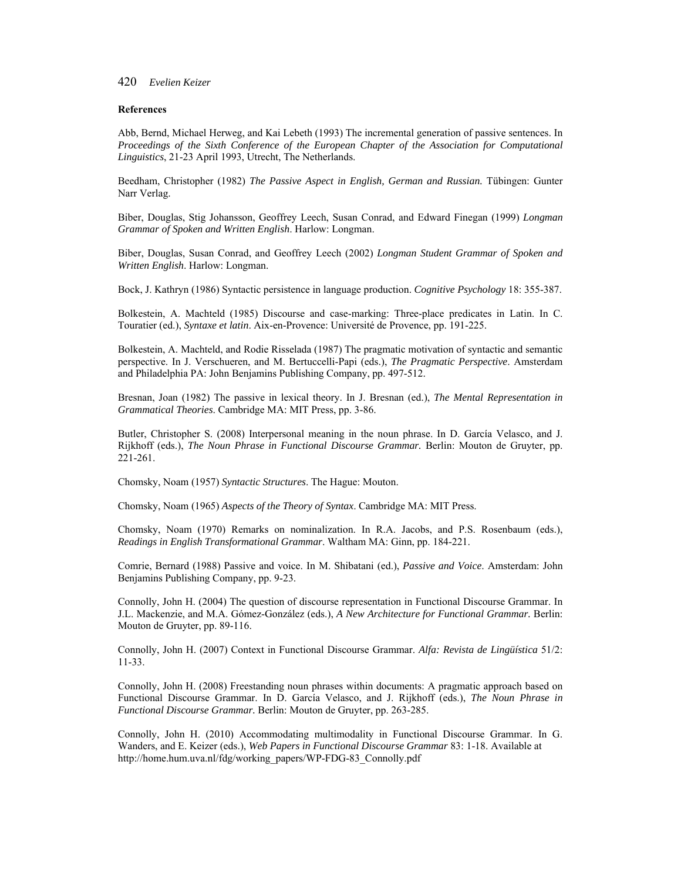**References**

Abb, Bernd, Michael Herweg, and Kai Lebeth (1993) The incremental generation of passive sentences. In *Proceedings of the Sixth Conference of the European Chapter of the Association for Computational Linguistics*, 21-23 April 1993, Utrecht, The Netherlands.

Beedham, Christopher (1982) *The Passive Aspect in English, German and Russian.* Tübingen: Gunter Narr Verlag.

Biber, Douglas, Stig Johansson, Geoffrey Leech, Susan Conrad, and Edward Finegan (1999) *Longman Grammar of Spoken and Written English*. Harlow: Longman.

Biber, Douglas, Susan Conrad, and Geoffrey Leech (2002) *Longman Student Grammar of Spoken and Written English*. Harlow: Longman.

Bock, J. Kathryn (1986) Syntactic persistence in language production. *Cognitive Psychology* 18: 355-387.

Bolkestein, A. Machteld (1985) Discourse and case-marking: Three-place predicates in Latin. In C. Touratier (ed.), *Syntaxe et latin*. Aix-en-Provence: Université de Provence, pp. 191-225.

Bolkestein, A. Machteld, and Rodie Risselada (1987) The pragmatic motivation of syntactic and semantic perspective. In J. Verschueren, and M. Bertuccelli-Papi (eds.), *The Pragmatic Perspective*. Amsterdam and Philadelphia PA: John Benjamins Publishing Company, pp. 497-512.

Bresnan, Joan (1982) The passive in lexical theory. In J. Bresnan (ed.), *The Mental Representation in Grammatical Theories*. Cambridge MA: MIT Press, pp. 3-86.

Butler, Christopher S. (2008) Interpersonal meaning in the noun phrase. In D. García Velasco, and J. Rijkhoff (eds.), *The Noun Phrase in Functional Discourse Grammar.* Berlin: Mouton de Gruyter, pp. 221-261.

Chomsky, Noam (1957) *Syntactic Structures*. The Hague: Mouton.

Chomsky, Noam (1965) *Aspects of the Theory of Syntax*. Cambridge MA: MIT Press.

Chomsky, Noam (1970) Remarks on nominalization. In R.A. Jacobs, and P.S. Rosenbaum (eds.), *Readings in English Transformational Grammar*. Waltham MA: Ginn, pp. 184-221.

Comrie, Bernard (1988) Passive and voice. In M. Shibatani (ed.), *Passive and Voice*. Amsterdam: John Benjamins Publishing Company, pp. 9-23.

Connolly, John H. (2004) The question of discourse representation in Functional Discourse Grammar. In J.L. Mackenzie, and M.A. Gómez-González (eds.), *A New Architecture for Functional Grammar.* Berlin: Mouton de Gruyter, pp. 89-116.

Connolly, John H. (2007) Context in Functional Discourse Grammar. *Alfa: Revista de Lingüística* 51/2: 11-33.

Connolly, John H. (2008) Freestanding noun phrases within documents: A pragmatic approach based on Functional Discourse Grammar. In D. García Velasco, and J. Rijkhoff (eds.), *The Noun Phrase in Functional Discourse Grammar.* Berlin: Mouton de Gruyter, pp. 263-285.

Connolly, John H. (2010) Accommodating multimodality in Functional Discourse Grammar. In G. Wanders, and E. Keizer (eds.), *Web Papers in Functional Discourse Grammar* 83: 1-18. Available at http://home.hum.uva.nl/fdg/working_papers/WP-FDG-83_Connolly.pdf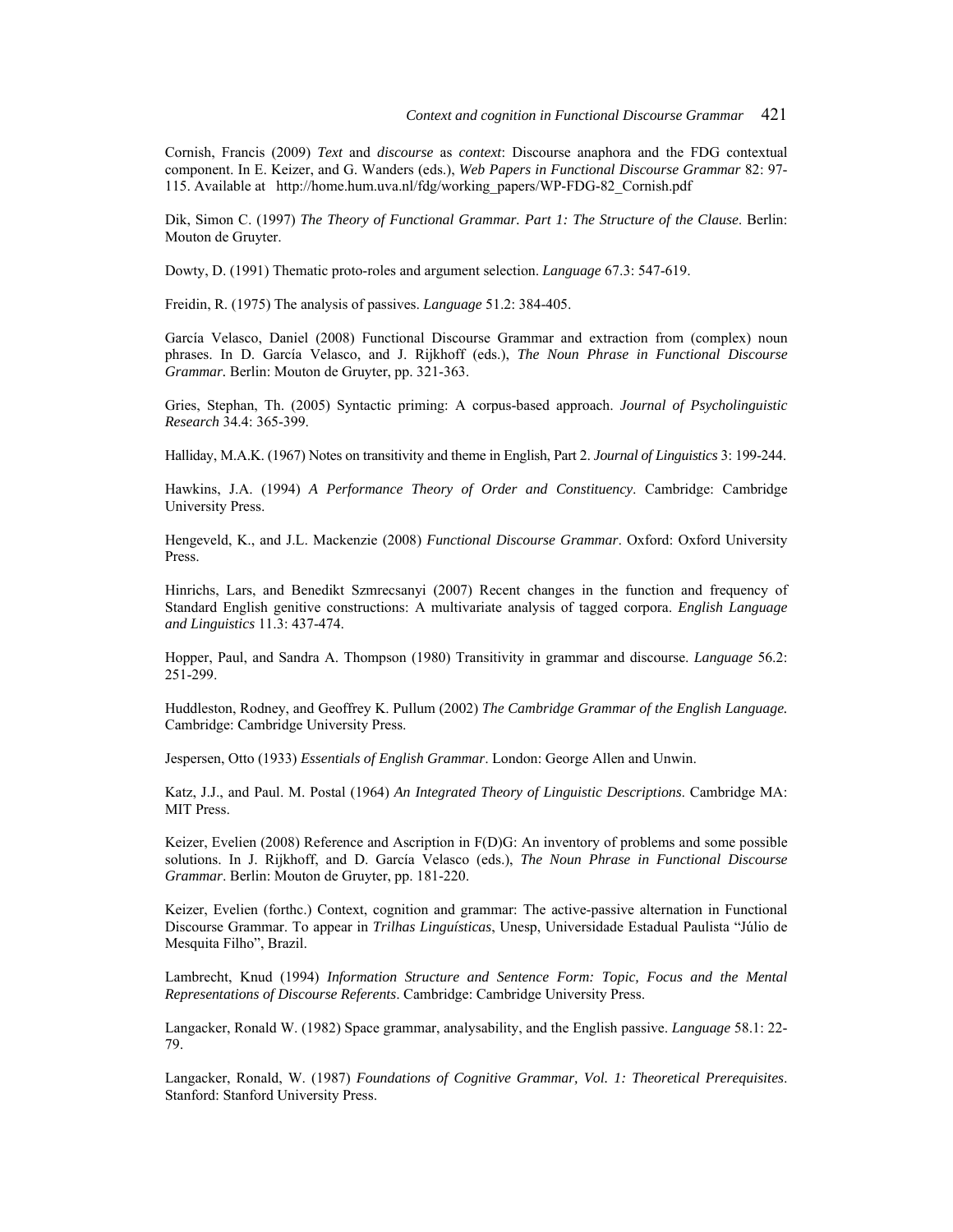Cornish, Francis (2009) *Text* and *discourse* as *context*: Discourse anaphora and the FDG contextual component. In E. Keizer, and G. Wanders (eds.), *Web Papers in Functional Discourse Grammar* 82: 97-115. Available at http://home.hum.uva.nl/fdg/working_papers/WP-FDG-82_Cornish.pdf

Dik, Simon C. (1997) *The Theory of Functional Grammar. Part 1: The Structure of the Clause*. Berlin: Mouton de Gruyter.

Dowty, D. (1991) Thematic proto-roles and argument selection. *Language* 67.3: 547-619.

Freidin, R. (1975) The analysis of passives. *Language* 51.2: 384-405.

García Velasco, Daniel (2008) Functional Discourse Grammar and extraction from (complex) noun phrases. In D. García Velasco, and J. Rijkhoff (eds.), *The Noun Phrase in Functional Discourse Grammar.* Berlin: Mouton de Gruyter, pp. 321-363.

Gries, Stephan, Th. (2005) Syntactic priming: A corpus-based approach. *Journal of Psycholinguistic Research* 34.4: 365-399.

Halliday, M.A.K. (1967) Notes on transitivity and theme in English, Part 2. *Journal of Linguistics* 3: 199-244.

Hawkins, J.A. (1994) *A Performance Theory of Order and Constituency*. Cambridge: Cambridge University Press.

Hengeveld, K., and J.L. Mackenzie (2008) *Functional Discourse Grammar*. Oxford: Oxford University Press.

Hinrichs, Lars, and Benedikt Szmrecsanyi (2007) Recent changes in the function and frequency of Standard English genitive constructions: A multivariate analysis of tagged corpora. *English Language and Linguistics* 11.3: 437-474.

Hopper, Paul, and Sandra A. Thompson (1980) Transitivity in grammar and discourse. *Language* 56.2: 251-299.

Huddleston, Rodney, and Geoffrey K. Pullum (2002) *The Cambridge Grammar of the English Language.* Cambridge: Cambridge University Press.

Jespersen, Otto (1933) *Essentials of English Grammar*. London: George Allen and Unwin.

Katz, J.J., and Paul. M. Postal (1964) *An Integrated Theory of Linguistic Descriptions*. Cambridge MA: MIT Press.

Keizer, Evelien (2008) Reference and Ascription in F(D)G: An inventory of problems and some possible solutions. In J. Rijkhoff, and D. García Velasco (eds.), *The Noun Phrase in Functional Discourse Grammar*. Berlin: Mouton de Gruyter, pp. 181-220.

Keizer, Evelien (forthc.) Context, cognition and grammar: The active-passive alternation in Functional Discourse Grammar. To appear in *Trilhas Linguísticas*, Unesp, Universidade Estadual Paulista "Júlio de Mesquita Filho", Brazil.

Lambrecht, Knud (1994) *Information Structure and Sentence Form: Topic, Focus and the Mental Representations of Discourse Referents*. Cambridge: Cambridge University Press.

Langacker, Ronald W. (1982) Space grammar, analysability, and the English passive. *Language* 58.1: 22-79.

Langacker, Ronald, W. (1987) *Foundations of Cognitive Grammar, Vol. 1: Theoretical Prerequisites*. Stanford: Stanford University Press.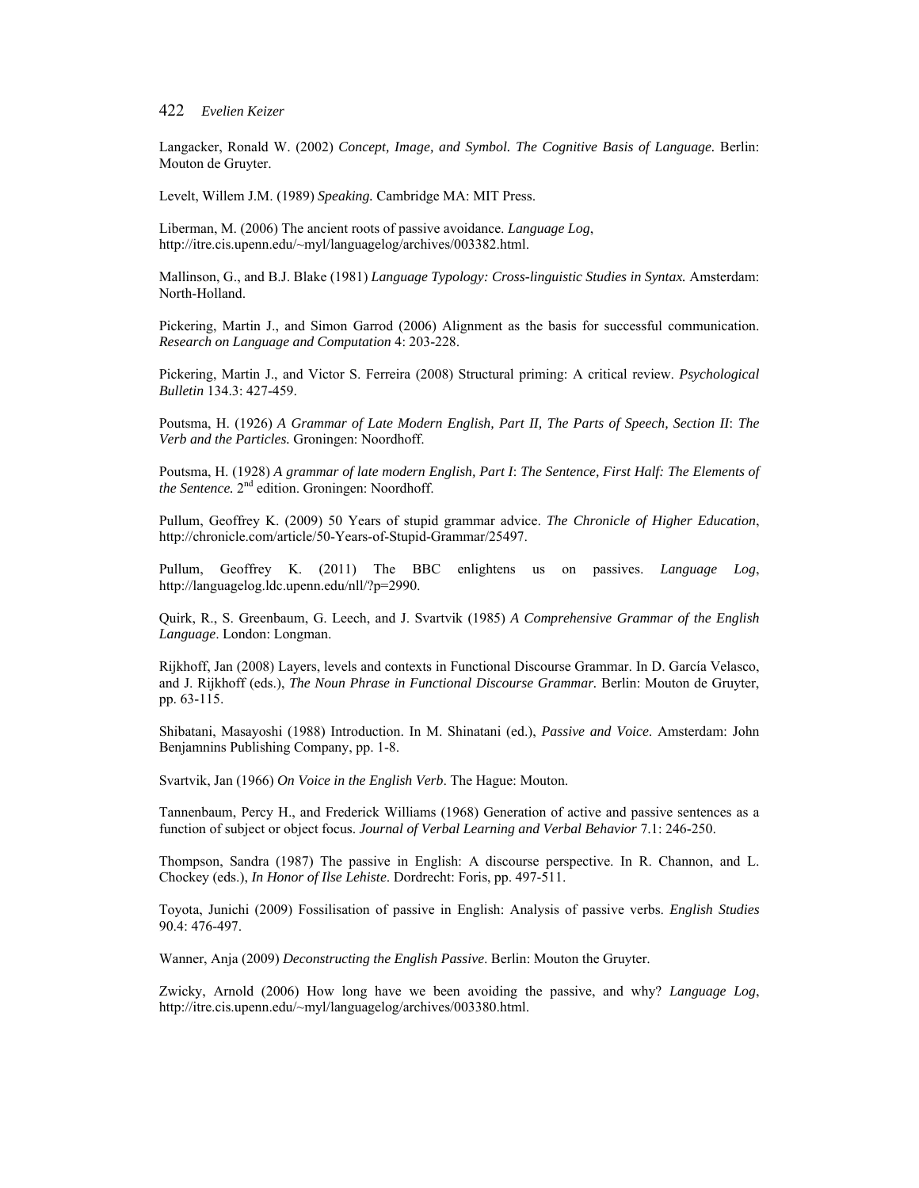Langacker, Ronald W. (2002) *Concept, Image, and Symbol. The Cognitive Basis of Language.* Berlin: Mouton de Gruyter.

Levelt, Willem J.M. (1989) *Speaking.* Cambridge MA: MIT Press.

Liberman, M. (2006) The ancient roots of passive avoidance. *Language Log*, http://itre.cis.upenn.edu/~myl/languagelog/archives/003382.html.

Mallinson, G., and B.J. Blake (1981) *Language Typology: Cross-linguistic Studies in Syntax.* Amsterdam: North-Holland.

Pickering, Martin J., and Simon Garrod (2006) Alignment as the basis for successful communication. *Research on Language and Computation* 4: 203-228.

Pickering, Martin J., and Victor S. Ferreira (2008) Structural priming: A critical review. *Psychological Bulletin* 134.3: 427-459.

Poutsma, H. (1926) *A Grammar of Late Modern English, Part II, The Parts of Speech, Section II*: *The Verb and the Particles.* Groningen: Noordhoff.

Poutsma, H. (1928) *A grammar of late modern English, Part I*: *The Sentence, First Half: The Elements of the Sentence.* 2nd edition. Groningen: Noordhoff.

Pullum, Geoffrey K. (2009) 50 Years of stupid grammar advice. *The Chronicle of Higher Education*, http://chronicle.com/article/50-Years-of-Stupid-Grammar/25497.

Pullum, Geoffrey K. (2011) The BBC enlightens us on passives. *Language Log*, http://languagelog.ldc.upenn.edu/nll/?p=2990.

Quirk, R., S. Greenbaum, G. Leech, and J. Svartvik (1985) *A Comprehensive Grammar of the English Language*. London: Longman.

Rijkhoff, Jan (2008) Layers, levels and contexts in Functional Discourse Grammar. In D. García Velasco, and J. Rijkhoff (eds.), *The Noun Phrase in Functional Discourse Grammar.* Berlin: Mouton de Gruyter, pp. 63-115.

Shibatani, Masayoshi (1988) Introduction. In M. Shinatani (ed.), *Passive and Voice*. Amsterdam: John Benjamnins Publishing Company, pp. 1-8.

Svartvik, Jan (1966) *On Voice in the English Verb*. The Hague: Mouton.

Tannenbaum, Percy H., and Frederick Williams (1968) Generation of active and passive sentences as a function of subject or object focus. *Journal of Verbal Learning and Verbal Behavior* 7.1: 246-250.

Thompson, Sandra (1987) The passive in English: A discourse perspective. In R. Channon, and L. Chockey (eds.), *In Honor of Ilse Lehiste*. Dordrecht: Foris, pp. 497-511.

Toyota, Junichi (2009) Fossilisation of passive in English: Analysis of passive verbs. *English Studies* 90.4: 476-497.

Wanner, Anja (2009) *Deconstructing the English Passive*. Berlin: Mouton the Gruyter.

Zwicky, Arnold (2006) How long have we been avoiding the passive, and why? *Language Log*, http://itre.cis.upenn.edu/~myl/languagelog/archives/003380.html.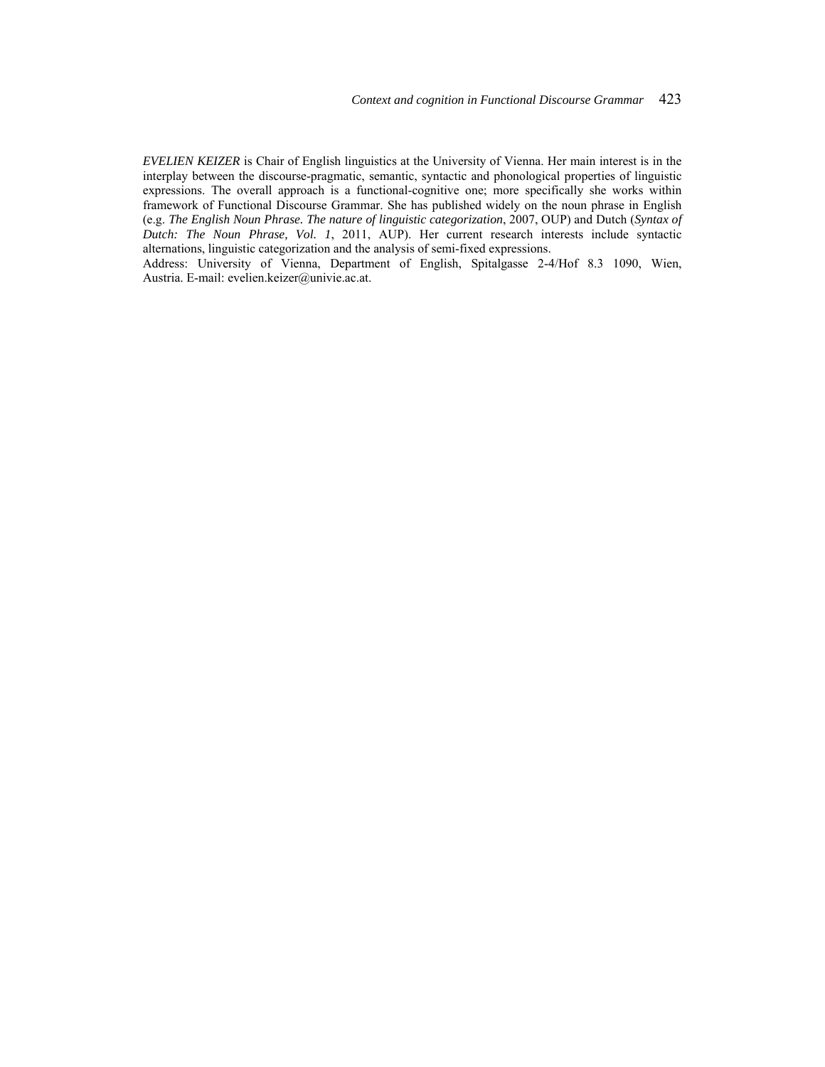*EVELIEN KEIZER* is Chair of English linguistics at the University of Vienna. Her main interest is in the interplay between the discourse-pragmatic, semantic, syntactic and phonological properties of linguistic expressions. The overall approach is a functional-cognitive one; more specifically she works within framework of Functional Discourse Grammar. She has published widely on the noun phrase in English (e.g. *The English Noun Phrase. The nature of linguistic categorization*, 2007, OUP) and Dutch (*Syntax of Dutch: The Noun Phrase, Vol. 1*, 2011, AUP). Her current research interests include syntactic alternations, linguistic categorization and the analysis of semi-fixed expressions.

Address: University of Vienna, Department of English, Spitalgasse 2-4/Hof 8.3 1090, Wien, Austria. E-mail: evelien.keizer@univie.ac.at.